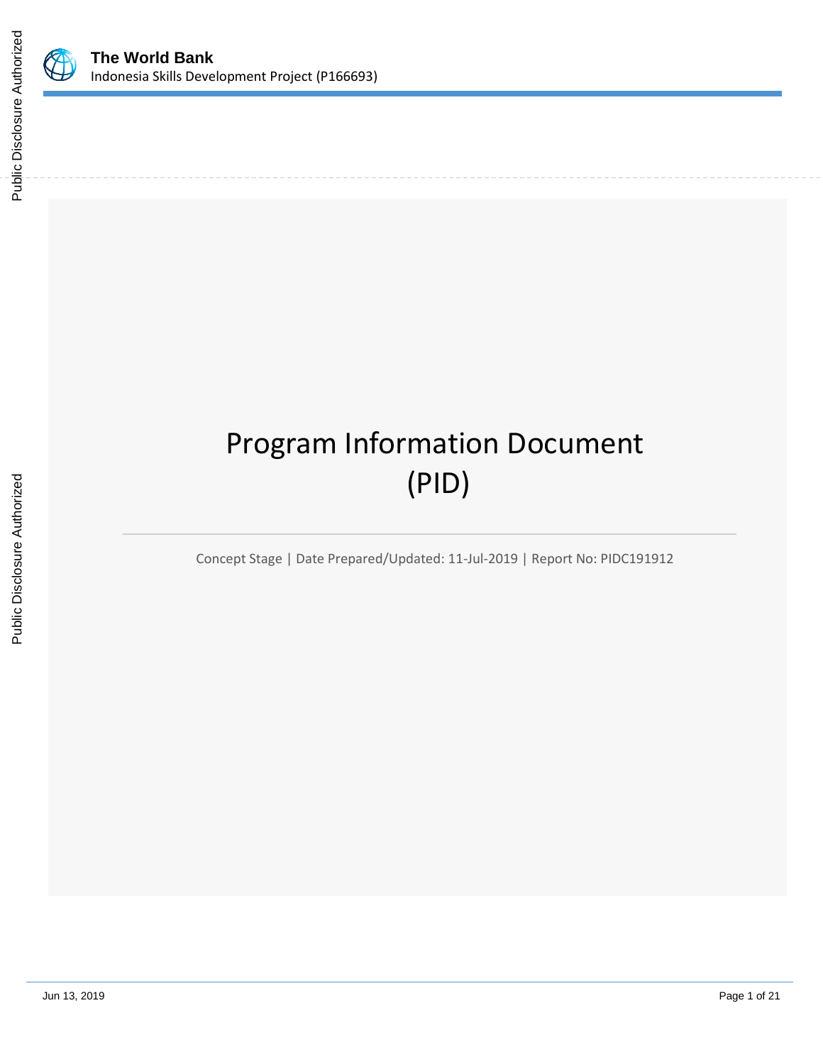# Program Information Document (PID)

Concept Stage | Date Prepared/Updated: 11-Jul-2019 | Report No: PIDC191912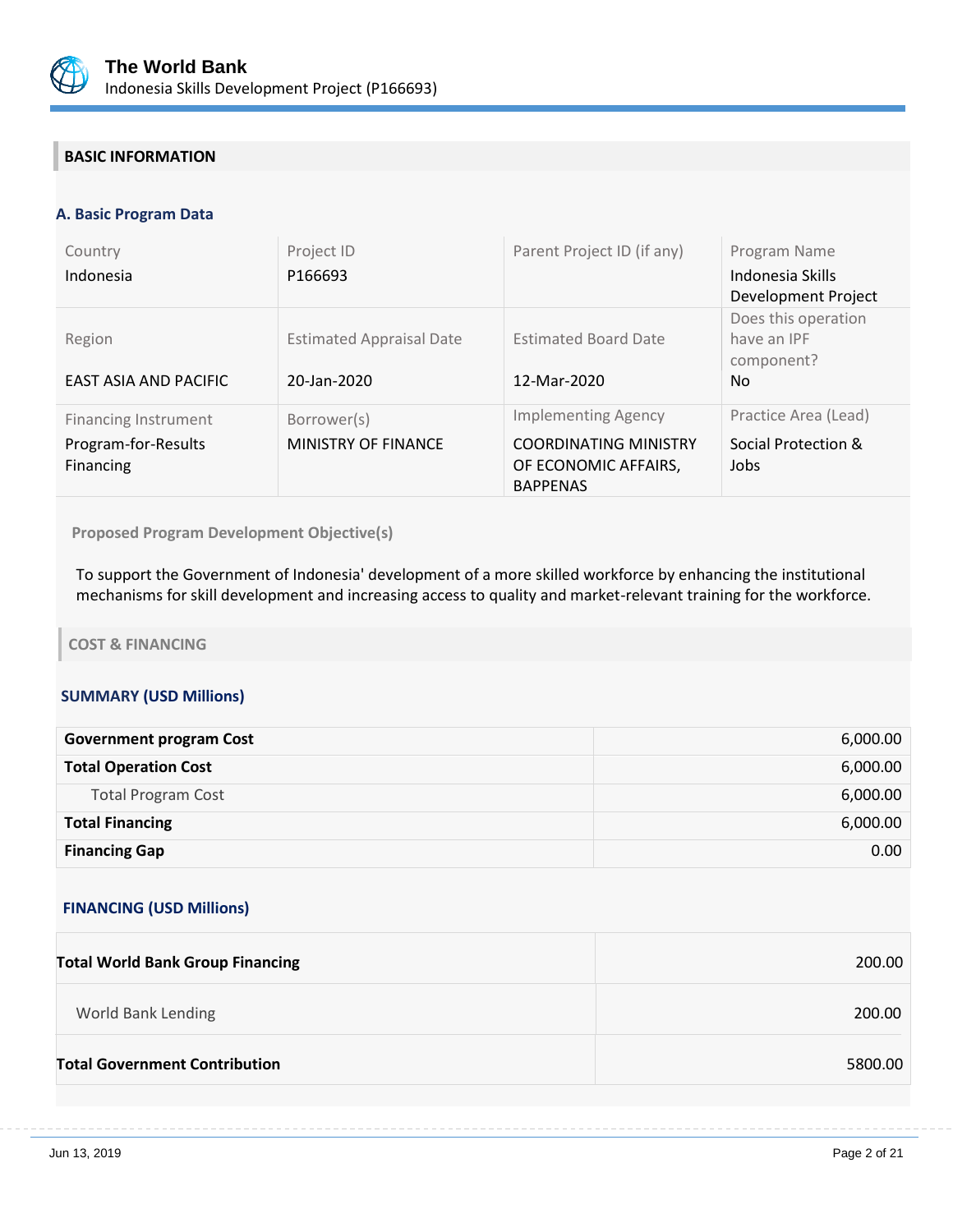## BASIC INFORMATION

### A. Basic Program Data

| Country | Project ID | Parent Project ID (if any) | Program Name |
|---|---|---|---|
| Indonesia | P166693 | | Indonesia Skills Development Project |
| **Region** | **Estimated Appraisal Date** | **Estimated Board Date** | **Does this operation have an IPF component?** |
| EAST ASIA AND PACIFIC | 20-Jan-2020 | 12-Mar-2020 | No |
| **Financing Instrument** | **Borrower(s)** | **Implementing Agency** | **Practice Area (Lead)** |
| Program-for-Results Financing | MINISTRY OF FINANCE | COORDINATING MINISTRY OF ECONOMIC AFFAIRS, BAPPENAS | Social Protection & Jobs |

**Proposed Program Development Objective(s)**

To support the Government of Indonesia' development of a more skilled workforce by enhancing the institutional mechanisms for skill development and increasing access to quality and market-relevant training for the workforce.

## COST & FINANCING

### SUMMARY (USD Millions)

| | |
|---|---|
| **Government program Cost** | 6,000.00 |
| **Total Operation Cost** | 6,000.00 |
| Total Program Cost | 6,000.00 |
| **Total Financing** | 6,000.00 |
| **Financing Gap** | 0.00 |

### FINANCING (USD Millions)

| | |
|---|---|
| **Total World Bank Group Financing** | 200.00 |
| World Bank Lending | 200.00 |
| **Total Government Contribution** | 5800.00 |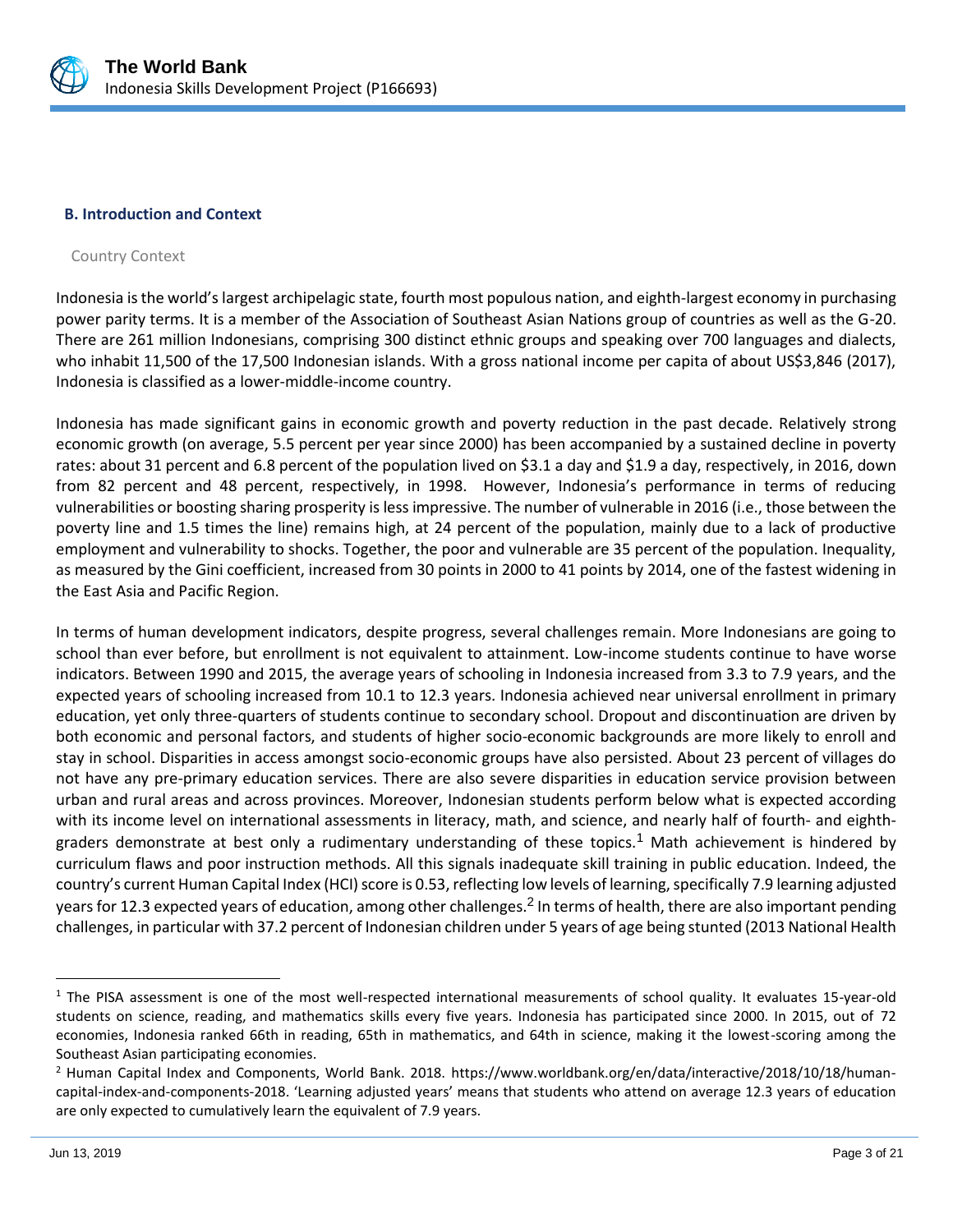## B. Introduction and Context

### Country Context

Indonesia is the world's largest archipelagic state, fourth most populous nation, and eighth-largest economy in purchasing power parity terms. It is a member of the Association of Southeast Asian Nations group of countries as well as the G-20. There are 261 million Indonesians, comprising 300 distinct ethnic groups and speaking over 700 languages and dialects, who inhabit 11,500 of the 17,500 Indonesian islands. With a gross national income per capita of about US$3,846 (2017), Indonesia is classified as a lower-middle-income country.

Indonesia has made significant gains in economic growth and poverty reduction in the past decade. Relatively strong economic growth (on average, 5.5 percent per year since 2000) has been accompanied by a sustained decline in poverty rates: about 31 percent and 6.8 percent of the population lived on $3.1 a day and $1.9 a day, respectively, in 2016, down from 82 percent and 48 percent, respectively, in 1998. However, Indonesia's performance in terms of reducing vulnerabilities or boosting sharing prosperity is less impressive. The number of vulnerable in 2016 (i.e., those between the poverty line and 1.5 times the line) remains high, at 24 percent of the population, mainly due to a lack of productive employment and vulnerability to shocks. Together, the poor and vulnerable are 35 percent of the population. Inequality, as measured by the Gini coefficient, increased from 30 points in 2000 to 41 points by 2014, one of the fastest widening in the East Asia and Pacific Region.

In terms of human development indicators, despite progress, several challenges remain. More Indonesians are going to school than ever before, but enrollment is not equivalent to attainment. Low-income students continue to have worse indicators. Between 1990 and 2015, the average years of schooling in Indonesia increased from 3.3 to 7.9 years, and the expected years of schooling increased from 10.1 to 12.3 years. Indonesia achieved near universal enrollment in primary education, yet only three-quarters of students continue to secondary school. Dropout and discontinuation are driven by both economic and personal factors, and students of higher socio-economic backgrounds are more likely to enroll and stay in school. Disparities in access amongst socio-economic groups have also persisted. About 23 percent of villages do not have any pre-primary education services. There are also severe disparities in education service provision between urban and rural areas and across provinces. Moreover, Indonesian students perform below what is expected according with its income level on international assessments in literacy, math, and science, and nearly half of fourth- and eighth-graders demonstrate at best only a rudimentary understanding of these topics.[1] Math achievement is hindered by curriculum flaws and poor instruction methods. All this signals inadequate skill training in public education. Indeed, the country's current Human Capital Index (HCI) score is 0.53, reflecting low levels of learning, specifically 7.9 learning adjusted years for 12.3 expected years of education, among other challenges.[2] In terms of health, there are also important pending challenges, in particular with 37.2 percent of Indonesian children under 5 years of age being stunted (2013 National Health

[1] The PISA assessment is one of the most well-respected international measurements of school quality. It evaluates 15-year-old students on science, reading, and mathematics skills every five years. Indonesia has participated since 2000. In 2015, out of 72 economies, Indonesia ranked 66th in reading, 65th in mathematics, and 64th in science, making it the lowest-scoring among the Southeast Asian participating economies.

[2] Human Capital Index and Components, World Bank. 2018. https://www.worldbank.org/en/data/interactive/2018/10/18/human-capital-index-and-components-2018. 'Learning adjusted years' means that students who attend on average 12.3 years of education are only expected to cumulatively learn the equivalent of 7.9 years.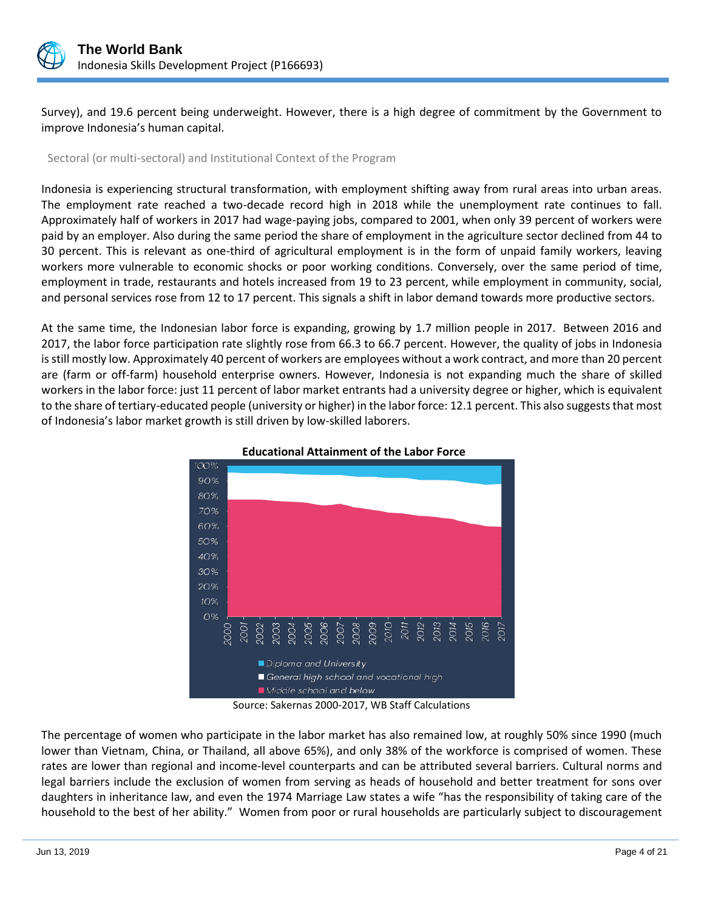Survey), and 19.6 percent being underweight. However, there is a high degree of commitment by the Government to improve Indonesia's human capital.

### Sectoral (or multi-sectoral) and Institutional Context of the Program

Indonesia is experiencing structural transformation, with employment shifting away from rural areas into urban areas. The employment rate reached a two-decade record high in 2018 while the unemployment rate continues to fall. Approximately half of workers in 2017 had wage-paying jobs, compared to 2001, when only 39 percent of workers were paid by an employer. Also during the same period the share of employment in the agriculture sector declined from 44 to 30 percent. This is relevant as one-third of agricultural employment is in the form of unpaid family workers, leaving workers more vulnerable to economic shocks or poor working conditions. Conversely, over the same period of time, employment in trade, restaurants and hotels increased from 19 to 23 percent, while employment in community, social, and personal services rose from 12 to 17 percent. This signals a shift in labor demand towards more productive sectors.

At the same time, the Indonesian labor force is expanding, growing by 1.7 million people in 2017. Between 2016 and 2017, the labor force participation rate slightly rose from 66.3 to 66.7 percent. However, the quality of jobs in Indonesia is still mostly low. Approximately 40 percent of workers are employees without a work contract, and more than 20 percent are (farm or off-farm) household enterprise owners. However, Indonesia is not expanding much the share of skilled workers in the labor force: just 11 percent of labor market entrants had a university degree or higher, which is equivalent to the share of tertiary-educated people (university or higher) in the labor force: 12.1 percent. This also suggests that most of Indonesia's labor market growth is still driven by low-skilled laborers.

**Educational Attainment of the Labor Force**

100%
90%
80%
70%
60%
50%
40%
30%
20%
10%
0%

2000 2001 2002 2003 2004 2005 2006 2007 2008 2009 2010 2011 2012 2013 2014 2015 2016 2017

Diploma and University
General high school and vocational high
Middle school and below

Source: Sakernas 2000-2017, WB Staff Calculations

The percentage of women who participate in the labor market has also remained low, at roughly 50% since 1990 (much lower than Vietnam, China, or Thailand, all above 65%), and only 38% of the workforce is comprised of women. These rates are lower than regional and income-level counterparts and can be attributed several barriers. Cultural norms and legal barriers include the exclusion of women from serving as heads of household and better treatment for sons over daughters in inheritance law, and even the 1974 Marriage Law states a wife "has the responsibility of taking care of the household to the best of her ability." Women from poor or rural households are particularly subject to discouragement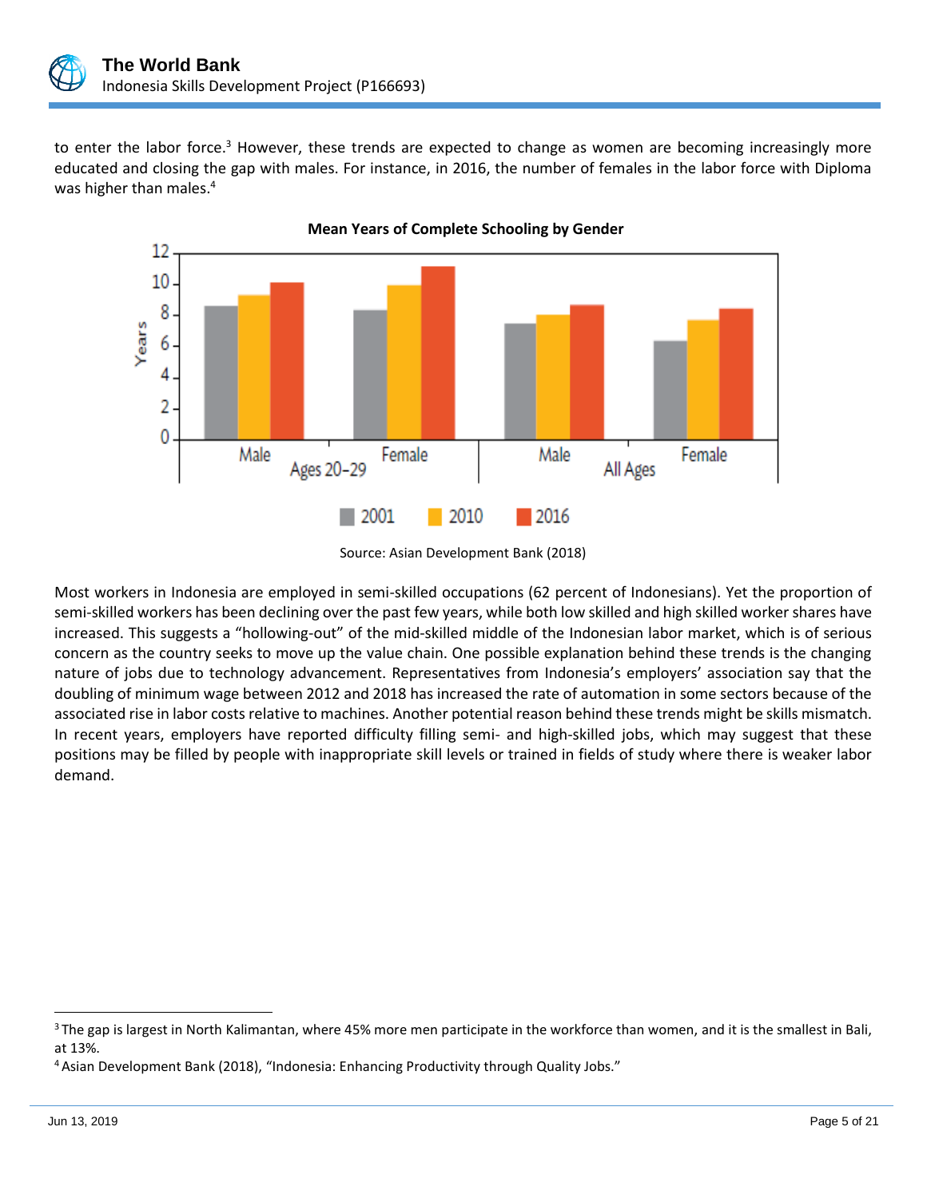to enter the labor force.[3] However, these trends are expected to change as women are becoming increasingly more educated and closing the gap with males. For instance, in 2016, the number of females in the labor force with Diploma was higher than males.[4]

**Mean Years of Complete Schooling by Gender**

Years

12
10
8
6
4
2
0

Male
Female
Ages 20–29

Male
Female
All Ages

2001 2010 2016

Source: Asian Development Bank (2018)

Most workers in Indonesia are employed in semi-skilled occupations (62 percent of Indonesians). Yet the proportion of semi-skilled workers has been declining over the past few years, while both low skilled and high skilled worker shares have increased. This suggests a "hollowing-out" of the mid-skilled middle of the Indonesian labor market, which is of serious concern as the country seeks to move up the value chain. One possible explanation behind these trends is the changing nature of jobs due to technology advancement. Representatives from Indonesia's employers' association say that the doubling of minimum wage between 2012 and 2018 has increased the rate of automation in some sectors because of the associated rise in labor costs relative to machines. Another potential reason behind these trends might be skills mismatch. In recent years, employers have reported difficulty filling semi- and high-skilled jobs, which may suggest that these positions may be filled by people with inappropriate skill levels or trained in fields of study where there is weaker labor demand.

---

[3] The gap is largest in North Kalimantan, where 45% more men participate in the workforce than women, and it is the smallest in Bali, at 13%.

[4] Asian Development Bank (2018), "Indonesia: Enhancing Productivity through Quality Jobs."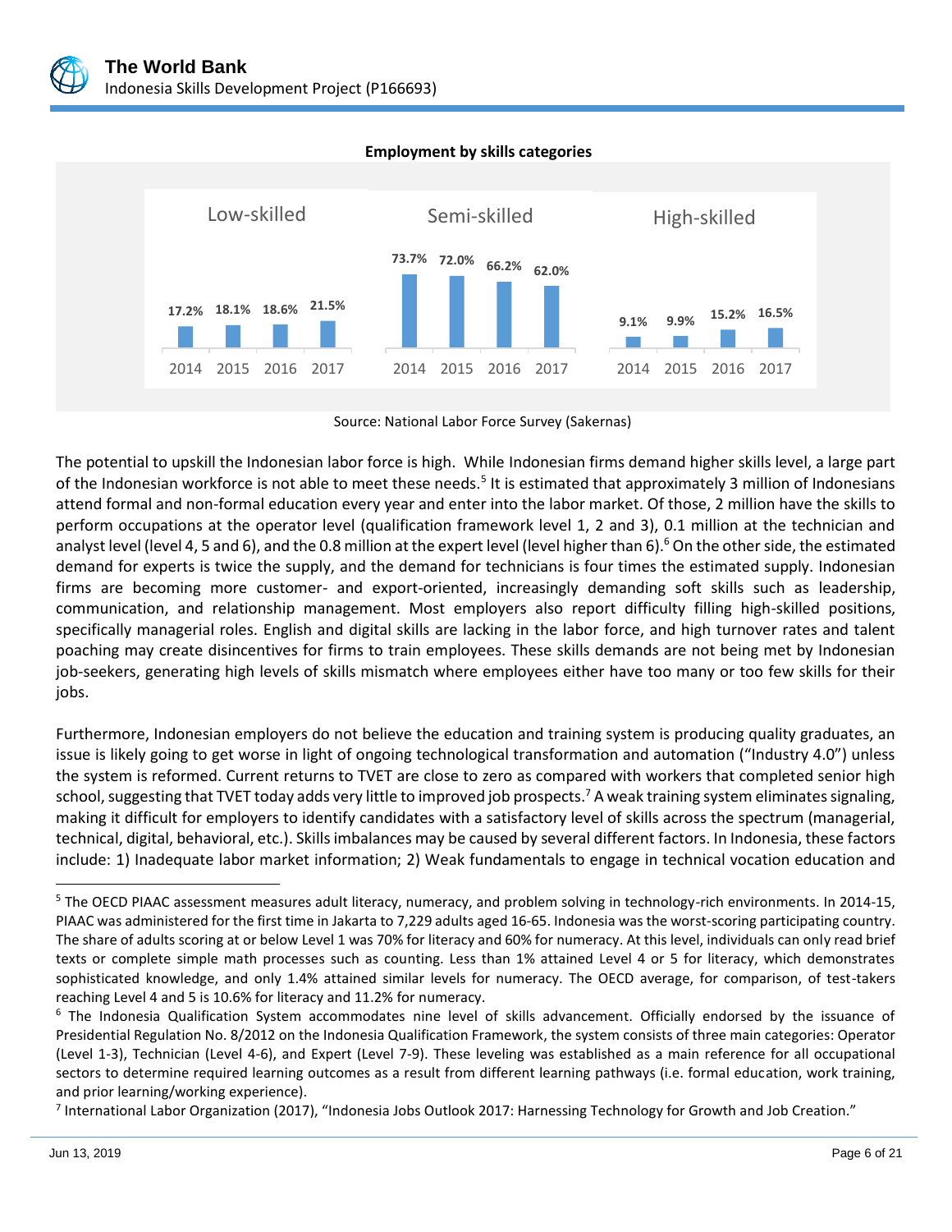**Employment by skills categories**

Low-skilled

17.2% 18.1% 18.6% 21.5%

2014 2015 2016 2017

Semi-skilled

73.7% 72.0% 66.2% 62.0%

2014 2015 2016 2017

High-skilled

9.1% 9.9% 15.2% 16.5%

2014 2015 2016 2017

Source: National Labor Force Survey (Sakernas)

The potential to upskill the Indonesian labor force is high. While Indonesian firms demand higher skills level, a large part of the Indonesian workforce is not able to meet these needs.[5] It is estimated that approximately 3 million of Indonesians attend formal and non-formal education every year and enter into the labor market. Of those, 2 million have the skills to perform occupations at the operator level (qualification framework level 1, 2 and 3), 0.1 million at the technician and analyst level (level 4, 5 and 6), and the 0.8 million at the expert level (level higher than 6).[6] On the other side, the estimated demand for experts is twice the supply, and the demand for technicians is four times the estimated supply. Indonesian firms are becoming more customer- and export-oriented, increasingly demanding soft skills such as leadership, communication, and relationship management. Most employers also report difficulty filling high-skilled positions, specifically managerial roles. English and digital skills are lacking in the labor force, and high turnover rates and talent poaching may create disincentives for firms to train employees. These skills demands are not being met by Indonesian job-seekers, generating high levels of skills mismatch where employees either have too many or too few skills for their jobs.

Furthermore, Indonesian employers do not believe the education and training system is producing quality graduates, an issue is likely going to get worse in light of ongoing technological transformation and automation ("Industry 4.0") unless the system is reformed. Current returns to TVET are close to zero as compared with workers that completed senior high school, suggesting that TVET today adds very little to improved job prospects.[7] A weak training system eliminates signaling, making it difficult for employers to identify candidates with a satisfactory level of skills across the spectrum (managerial, technical, digital, behavioral, etc.). Skills imbalances may be caused by several different factors. In Indonesia, these factors include: 1) Inadequate labor market information; 2) Weak fundamentals to engage in technical vocation education and

---

[5] The OECD PIAAC assessment measures adult literacy, numeracy, and problem solving in technology-rich environments. In 2014-15, PIAAC was administered for the first time in Jakarta to 7,229 adults aged 16-65. Indonesia was the worst-scoring participating country. The share of adults scoring at or below Level 1 was 70% for literacy and 60% for numeracy. At this level, individuals can only read brief texts or complete simple math processes such as counting. Less than 1% attained Level 4 or 5 for literacy, which demonstrates sophisticated knowledge, and only 1.4% attained similar levels for numeracy. The OECD average, for comparison, of test-takers reaching Level 4 and 5 is 10.6% for literacy and 11.2% for numeracy.

[6] The Indonesia Qualification System accommodates nine level of skills advancement. Officially endorsed by the issuance of Presidential Regulation No. 8/2012 on the Indonesia Qualification Framework, the system consists of three main categories: Operator (Level 1-3), Technician (Level 4-6), and Expert (Level 7-9). These leveling was established as a main reference for all occupational sectors to determine required learning outcomes as a result from different learning pathways (i.e. formal education, work training, and prior learning/working experience).

[7] International Labor Organization (2017), "Indonesia Jobs Outlook 2017: Harnessing Technology for Growth and Job Creation."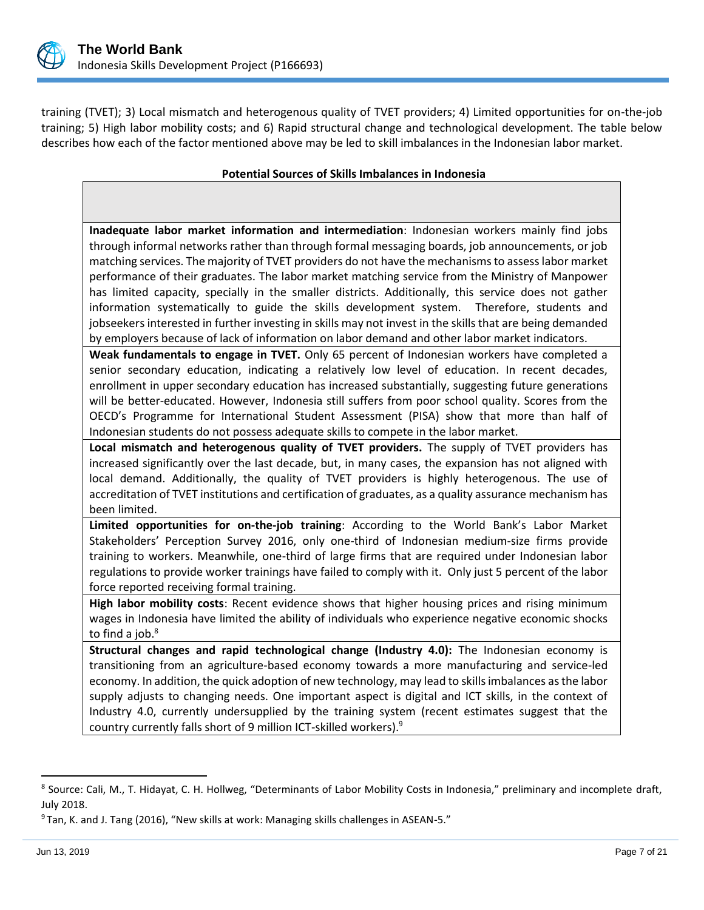training (TVET); 3) Local mismatch and heterogenous quality of TVET providers; 4) Limited opportunities for on-the-job training; 5) High labor mobility costs; and 6) Rapid structural change and technological development. The table below describes how each of the factor mentioned above may be led to skill imbalances in the Indonesian labor market.

**Potential Sources of Skills Imbalances in Indonesia**

| |
|---|
| **Inadequate labor market information and intermediation**: Indonesian workers mainly find jobs through informal networks rather than through formal messaging boards, job announcements, or job matching services. The majority of TVET providers do not have the mechanisms to assess labor market performance of their graduates. The labor market matching service from the Ministry of Manpower has limited capacity, specially in the smaller districts. Additionally, this service does not gather information systematically to guide the skills development system. Therefore, students and jobseekers interested in further investing in skills may not invest in the skills that are being demanded by employers because of lack of information on labor demand and other labor market indicators. |
| **Weak fundamentals to engage in TVET.** Only 65 percent of Indonesian workers have completed a senior secondary education, indicating a relatively low level of education. In recent decades, enrollment in upper secondary education has increased substantially, suggesting future generations will be better-educated. However, Indonesia still suffers from poor school quality. Scores from the OECD's Programme for International Student Assessment (PISA) show that more than half of Indonesian students do not possess adequate skills to compete in the labor market. |
| **Local mismatch and heterogenous quality of TVET providers.** The supply of TVET providers has increased significantly over the last decade, but, in many cases, the expansion has not aligned with local demand. Additionally, the quality of TVET providers is highly heterogenous. The use of accreditation of TVET institutions and certification of graduates, as a quality assurance mechanism has been limited. |
| **Limited opportunities for on-the-job training**: According to the World Bank's Labor Market Stakeholders' Perception Survey 2016, only one-third of Indonesian medium-size firms provide training to workers. Meanwhile, one-third of large firms that are required under Indonesian labor regulations to provide worker trainings have failed to comply with it. Only just 5 percent of the labor force reported receiving formal training. |
| **High labor mobility costs**: Recent evidence shows that higher housing prices and rising minimum wages in Indonesia have limited the ability of individuals who experience negative economic shocks to find a job.[8] |
| **Structural changes and rapid technological change (Industry 4.0):** The Indonesian economy is transitioning from an agriculture-based economy towards a more manufacturing and service-led economy. In addition, the quick adoption of new technology, may lead to skills imbalances as the labor supply adjusts to changing needs. One important aspect is digital and ICT skills, in the context of Industry 4.0, currently undersupplied by the training system (recent estimates suggest that the country currently falls short of 9 million ICT-skilled workers).[9] |

[8] Source: Cali, M., T. Hidayat, C. H. Hollweg, "Determinants of Labor Mobility Costs in Indonesia," preliminary and incomplete draft, July 2018.

[9] Tan, K. and J. Tang (2016), "New skills at work: Managing skills challenges in ASEAN-5."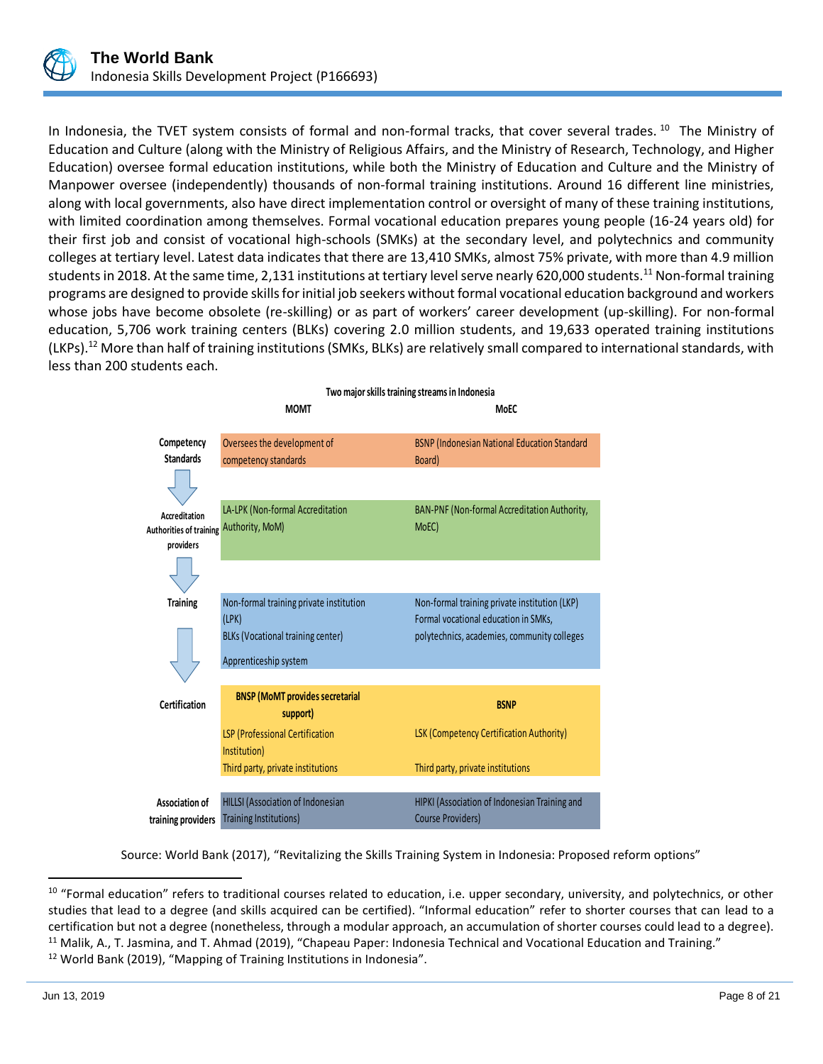In Indonesia, the TVET system consists of formal and non-formal tracks, that cover several trades.[10] The Ministry of Education and Culture (along with the Ministry of Religious Affairs, and the Ministry of Research, Technology, and Higher Education) oversee formal education institutions, while both the Ministry of Education and Culture and the Ministry of Manpower oversee (independently) thousands of non-formal training institutions. Around 16 different line ministries, along with local governments, also have direct implementation control or oversight of many of these training institutions, with limited coordination among themselves. Formal vocational education prepares young people (16-24 years old) for their first job and consist of vocational high-schools (SMKs) at the secondary level, and polytechnics and community colleges at tertiary level. Latest data indicates that there are 13,410 SMKs, almost 75% private, with more than 4.9 million students in 2018. At the same time, 2,131 institutions at tertiary level serve nearly 620,000 students.[11] Non-formal training programs are designed to provide skills for initial job seekers without formal vocational education background and workers whose jobs have become obsolete (re-skilling) or as part of workers' career development (up-skilling). For non-formal education, 5,706 work training centers (BLKs) covering 2.0 million students, and 19,633 operated training institutions (LKPs).[12] More than half of training institutions (SMKs, BLKs) are relatively small compared to international standards, with less than 200 students each.

**Two major skills training streams in Indonesia**

| | MOMT | MoEC |
|---|---|---|
| Competency Standards | Oversees the development of competency standards | BSNP (Indonesian National Education Standard Board) |
| Accreditation Authorities of training providers | LA-LPK (Non-formal Accreditation Authority, MoM) | BAN-PNF (Non-formal Accreditation Authority, MoEC) |
| Training | Non-formal training private institution (LPK)<br>BLKs (Vocational training center)<br>Apprenticeship system | Non-formal training private institution (LKP)<br>Formal vocational education in SMKs, polytechnics, academies, community colleges |
| Certification | **BNSP (MoMT provides secretarial support)**<br>LSP (Professional Certification Institution)<br>Third party, private institutions | **BSNP**<br>LSK (Competency Certification Authority)<br>Third party, private institutions |
| Association of training providers | HILLSI (Association of Indonesian Training Institutions) | HIPKI (Association of Indonesian Training and Course Providers) |

Source: World Bank (2017), "Revitalizing the Skills Training System in Indonesia: Proposed reform options"

[10] "Formal education" refers to traditional courses related to education, i.e. upper secondary, university, and polytechnics, or other studies that lead to a degree (and skills acquired can be certified). "Informal education" refer to shorter courses that can lead to a certification but not a degree (nonetheless, through a modular approach, an accumulation of shorter courses could lead to a degree).

[11] Malik, A., T. Jasmina, and T. Ahmad (2019), "Chapeau Paper: Indonesia Technical and Vocational Education and Training."

[12] World Bank (2019), "Mapping of Training Institutions in Indonesia".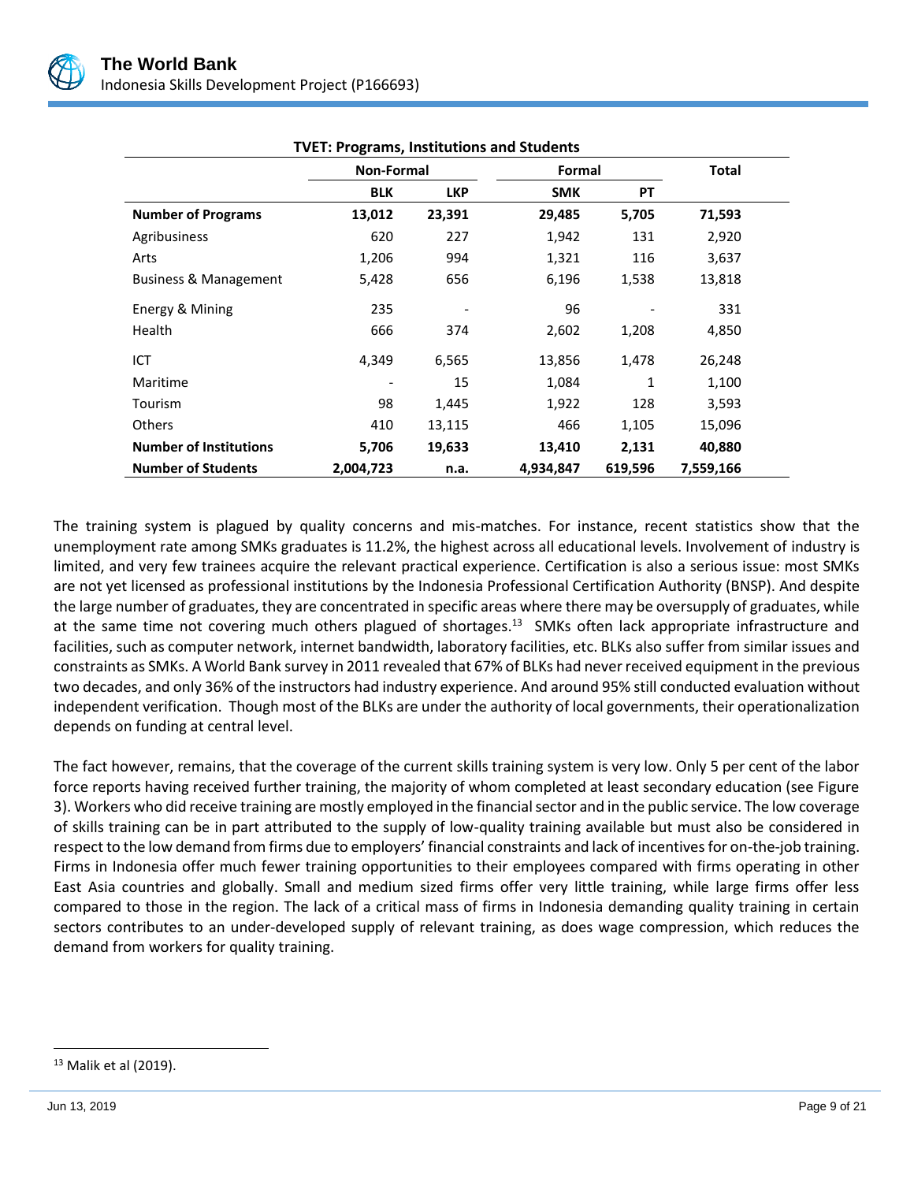**TVET: Programs, Institutions and Students**

| | Non-Formal | | Formal | | Total |
|---|---|---|---|---|---|
| | **BLK** | **LKP** | **SMK** | **PT** | |
| **Number of Programs** | **13,012** | **23,391** | **29,485** | **5,705** | **71,593** |
| Agribusiness | 620 | 227 | 1,942 | 131 | 2,920 |
| Arts | 1,206 | 994 | 1,321 | 116 | 3,637 |
| Business & Management | 5,428 | 656 | 6,196 | 1,538 | 13,818 |
| Energy & Mining | 235 | - | 96 | - | 331 |
| Health | 666 | 374 | 2,602 | 1,208 | 4,850 |
| ICT | 4,349 | 6,565 | 13,856 | 1,478 | 26,248 |
| Maritime | - | 15 | 1,084 | 1 | 1,100 |
| Tourism | 98 | 1,445 | 1,922 | 128 | 3,593 |
| Others | 410 | 13,115 | 466 | 1,105 | 15,096 |
| **Number of Institutions** | **5,706** | **19,633** | **13,410** | **2,131** | **40,880** |
| **Number of Students** | **2,004,723** | **n.a.** | **4,934,847** | **619,596** | **7,559,166** |

The training system is plagued by quality concerns and mis-matches. For instance, recent statistics show that the unemployment rate among SMKs graduates is 11.2%, the highest across all educational levels. Involvement of industry is limited, and very few trainees acquire the relevant practical experience. Certification is also a serious issue: most SMKs are not yet licensed as professional institutions by the Indonesia Professional Certification Authority (BNSP). And despite the large number of graduates, they are concentrated in specific areas where there may be oversupply of graduates, while at the same time not covering much others plagued of shortages.[13] SMKs often lack appropriate infrastructure and facilities, such as computer network, internet bandwidth, laboratory facilities, etc. BLKs also suffer from similar issues and constraints as SMKs. A World Bank survey in 2011 revealed that 67% of BLKs had never received equipment in the previous two decades, and only 36% of the instructors had industry experience. And around 95% still conducted evaluation without independent verification. Though most of the BLKs are under the authority of local governments, their operationalization depends on funding at central level.

The fact however, remains, that the coverage of the current skills training system is very low. Only 5 per cent of the labor force reports having received further training, the majority of whom completed at least secondary education (see Figure 3). Workers who did receive training are mostly employed in the financial sector and in the public service. The low coverage of skills training can be in part attributed to the supply of low-quality training available but must also be considered in respect to the low demand from firms due to employers' financial constraints and lack of incentives for on-the-job training. Firms in Indonesia offer much fewer training opportunities to their employees compared with firms operating in other East Asia countries and globally. Small and medium sized firms offer very little training, while large firms offer less compared to those in the region. The lack of a critical mass of firms in Indonesia demanding quality training in certain sectors contributes to an under-developed supply of relevant training, as does wage compression, which reduces the demand from workers for quality training.

[13] Malik et al (2019).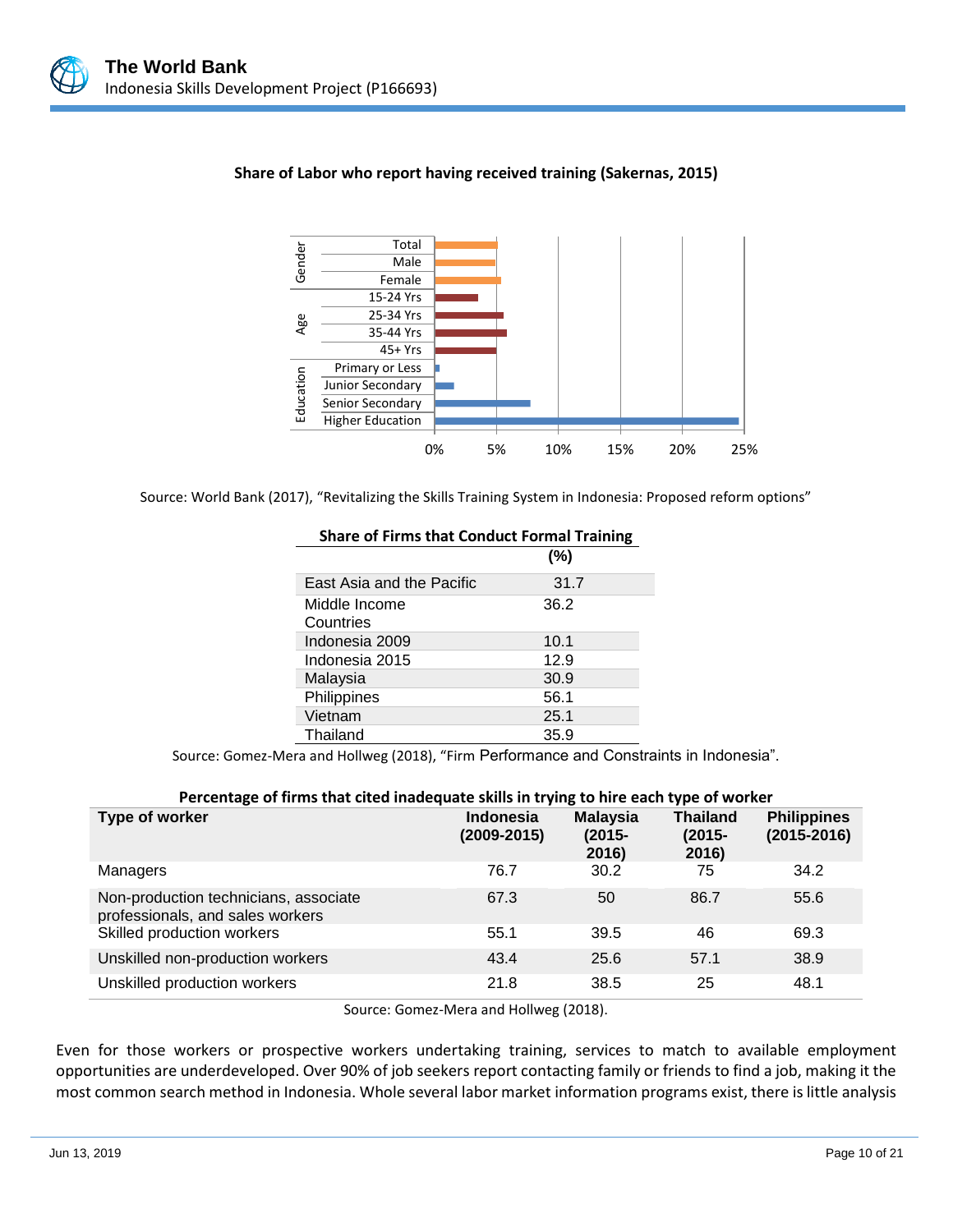**Share of Labor who report having received training (Sakernas, 2015)**

Gender
Total
Male
Female
Age
15-24 Yrs
25-34 Yrs
35-44 Yrs
45+ Yrs
Education
Primary or Less
Junior Secondary
Senior Secondary
Higher Education

0%
5%
10%
15%
20%
25%

Source: World Bank (2017), "Revitalizing the Skills Training System in Indonesia: Proposed reform options"

**Share of Firms that Conduct Formal Training**

| | (%) |
|---|---|
| East Asia and the Pacific | 31.7 |
| Middle Income Countries | 36.2 |
| Indonesia 2009 | 10.1 |
| Indonesia 2015 | 12.9 |
| Malaysia | 30.9 |
| Philippines | 56.1 |
| Vietnam | 25.1 |
| Thailand | 35.9 |

Source: Gomez-Mera and Hollweg (2018), "Firm Performance and Constraints in Indonesia".

**Percentage of firms that cited inadequate skills in trying to hire each type of worker**

| Type of worker | Indonesia (2009-2015) | Malaysia (2015-2016) | Thailand (2015-2016) | Philippines (2015-2016) |
|---|---|---|---|---|
| Managers | 76.7 | 30.2 | 75 | 34.2 |
| Non-production technicians, associate professionals, and sales workers | 67.3 | 50 | 86.7 | 55.6 |
| Skilled production workers | 55.1 | 39.5 | 46 | 69.3 |
| Unskilled non-production workers | 43.4 | 25.6 | 57.1 | 38.9 |
| Unskilled production workers | 21.8 | 38.5 | 25 | 48.1 |

Source: Gomez-Mera and Hollweg (2018).

Even for those workers or prospective workers undertaking training, services to match to available employment opportunities are underdeveloped. Over 90% of job seekers report contacting family or friends to find a job, making it the most common search method in Indonesia. Whole several labor market information programs exist, there is little analysis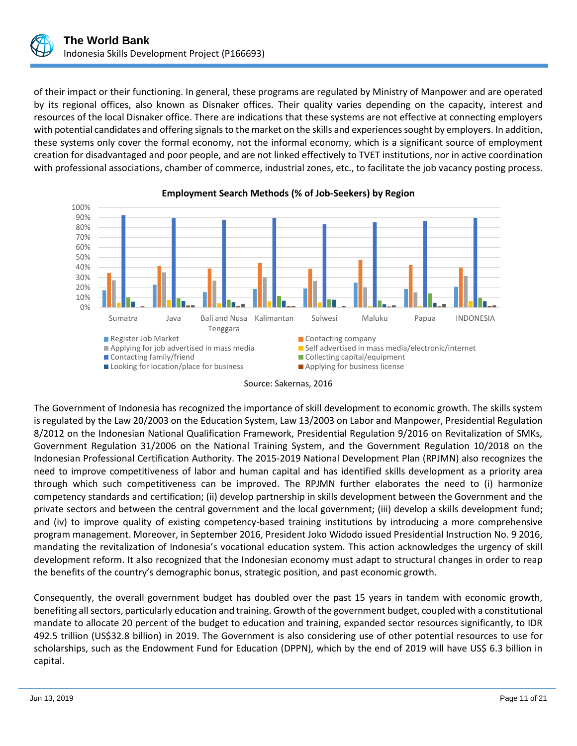of their impact or their functioning. In general, these programs are regulated by Ministry of Manpower and are operated by its regional offices, also known as Disnaker offices. Their quality varies depending on the capacity, interest and resources of the local Disnaker office. There are indications that these systems are not effective at connecting employers with potential candidates and offering signals to the market on the skills and experiences sought by employers. In addition, these systems only cover the formal economy, not the informal economy, which is a significant source of employment creation for disadvantaged and poor people, and are not linked effectively to TVET institutions, nor in active coordination with professional associations, chamber of commerce, industrial zones, etc., to facilitate the job vacancy posting process.

**Employment Search Methods (% of Job-Seekers) by Region**

100%
90%
80%
70%
60%
50%
40%
30%
20%
10%
0%

Sumatra
Java
Bali and Nusa Tenggara
Kalimantan
Sulwesi
Maluku
Papua
INDONESIA

Register Job Market
Contacting company
Applying for job advertised in mass media
Self advertised in mass media/electronic/internet
Contacting family/friend
Collecting capital/equipment
Looking for location/place for business
Applying for business license

Source: Sakernas, 2016

The Government of Indonesia has recognized the importance of skill development to economic growth. The skills system is regulated by the Law 20/2003 on the Education System, Law 13/2003 on Labor and Manpower, Presidential Regulation 8/2012 on the Indonesian National Qualification Framework, Presidential Regulation 9/2016 on Revitalization of SMKs, Government Regulation 31/2006 on the National Training System, and the Government Regulation 10/2018 on the Indonesian Professional Certification Authority. The 2015-2019 National Development Plan (RPJMN) also recognizes the need to improve competitiveness of labor and human capital and has identified skills development as a priority area through which such competitiveness can be improved. The RPJMN further elaborates the need to (i) harmonize competency standards and certification; (ii) develop partnership in skills development between the Government and the private sectors and between the central government and the local government; (iii) develop a skills development fund; and (iv) to improve quality of existing competency-based training institutions by introducing a more comprehensive program management. Moreover, in September 2016, President Joko Widodo issued Presidential Instruction No. 9 2016, mandating the revitalization of Indonesia's vocational education system. This action acknowledges the urgency of skill development reform. It also recognized that the Indonesian economy must adapt to structural changes in order to reap the benefits of the country's demographic bonus, strategic position, and past economic growth.

Consequently, the overall government budget has doubled over the past 15 years in tandem with economic growth, benefiting all sectors, particularly education and training. Growth of the government budget, coupled with a constitutional mandate to allocate 20 percent of the budget to education and training, expanded sector resources significantly, to IDR 492.5 trillion (US$32.8 billion) in 2019. The Government is also considering use of other potential resources to use for scholarships, such as the Endowment Fund for Education (DPPN), which by the end of 2019 will have US$ 6.3 billion in capital.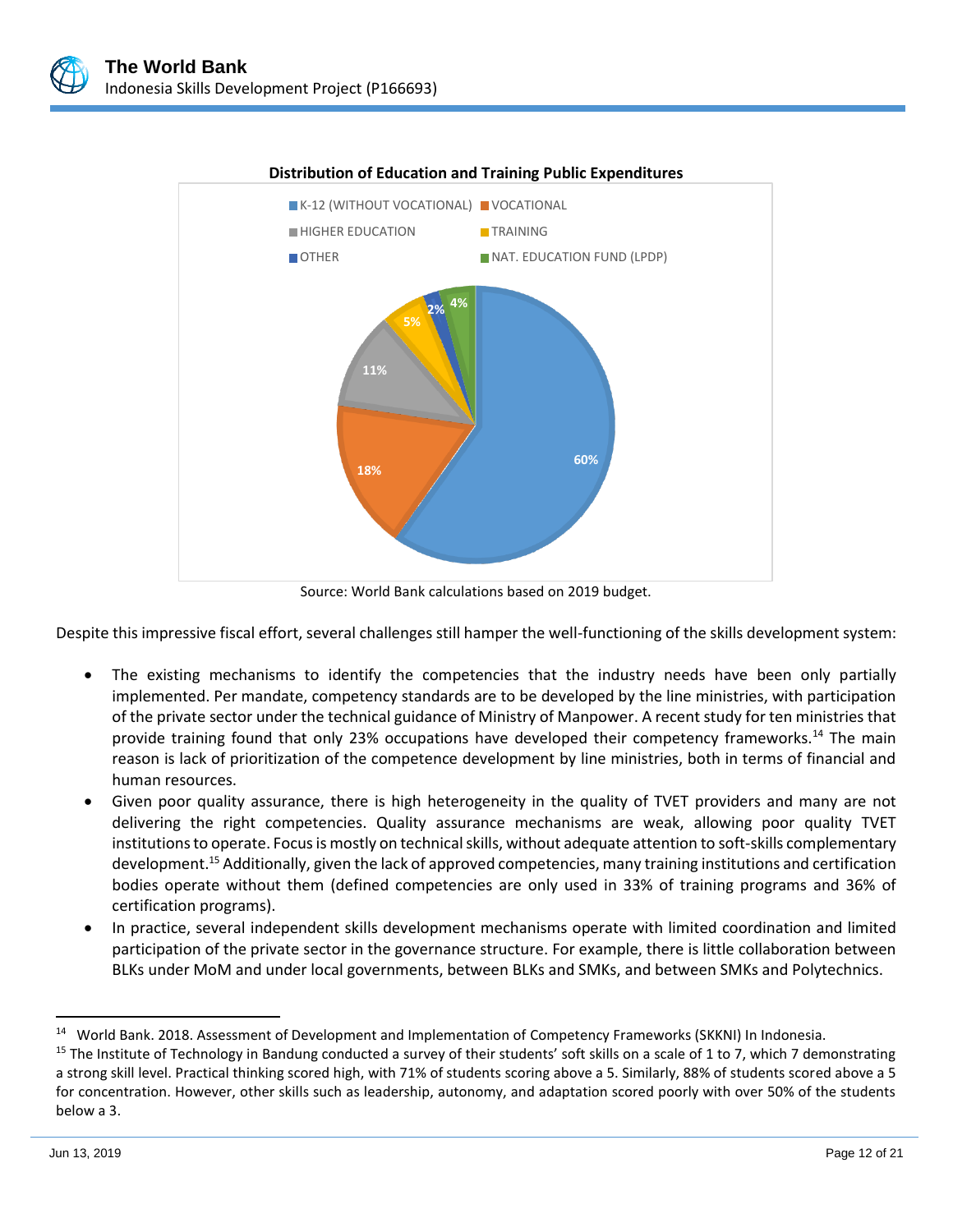**Distribution of Education and Training Public Expenditures**

Source: World Bank calculations based on 2019 budget.

Despite this impressive fiscal effort, several challenges still hamper the well-functioning of the skills development system:

- The existing mechanisms to identify the competencies that the industry needs have been only partially implemented. Per mandate, competency standards are to be developed by the line ministries, with participation of the private sector under the technical guidance of Ministry of Manpower. A recent study for ten ministries that provide training found that only 23% occupations have developed their competency frameworks.[14] The main reason is lack of prioritization of the competence development by line ministries, both in terms of financial and human resources.
- Given poor quality assurance, there is high heterogeneity in the quality of TVET providers and many are not delivering the right competencies. Quality assurance mechanisms are weak, allowing poor quality TVET institutions to operate. Focus is mostly on technical skills, without adequate attention to soft-skills complementary development.[15] Additionally, given the lack of approved competencies, many training institutions and certification bodies operate without them (defined competencies are only used in 33% of training programs and 36% of certification programs).
- In practice, several independent skills development mechanisms operate with limited coordination and limited participation of the private sector in the governance structure. For example, there is little collaboration between BLKs under MoM and under local governments, between BLKs and SMKs, and between SMKs and Polytechnics.

---

[14] World Bank. 2018. Assessment of Development and Implementation of Competency Frameworks (SKKNI) In Indonesia.

[15] The Institute of Technology in Bandung conducted a survey of their students' soft skills on a scale of 1 to 7, which 7 demonstrating a strong skill level. Practical thinking scored high, with 71% of students scoring above a 5. Similarly, 88% of students scored above a 5 for concentration. However, other skills such as leadership, autonomy, and adaptation scored poorly with over 50% of the students below a 3.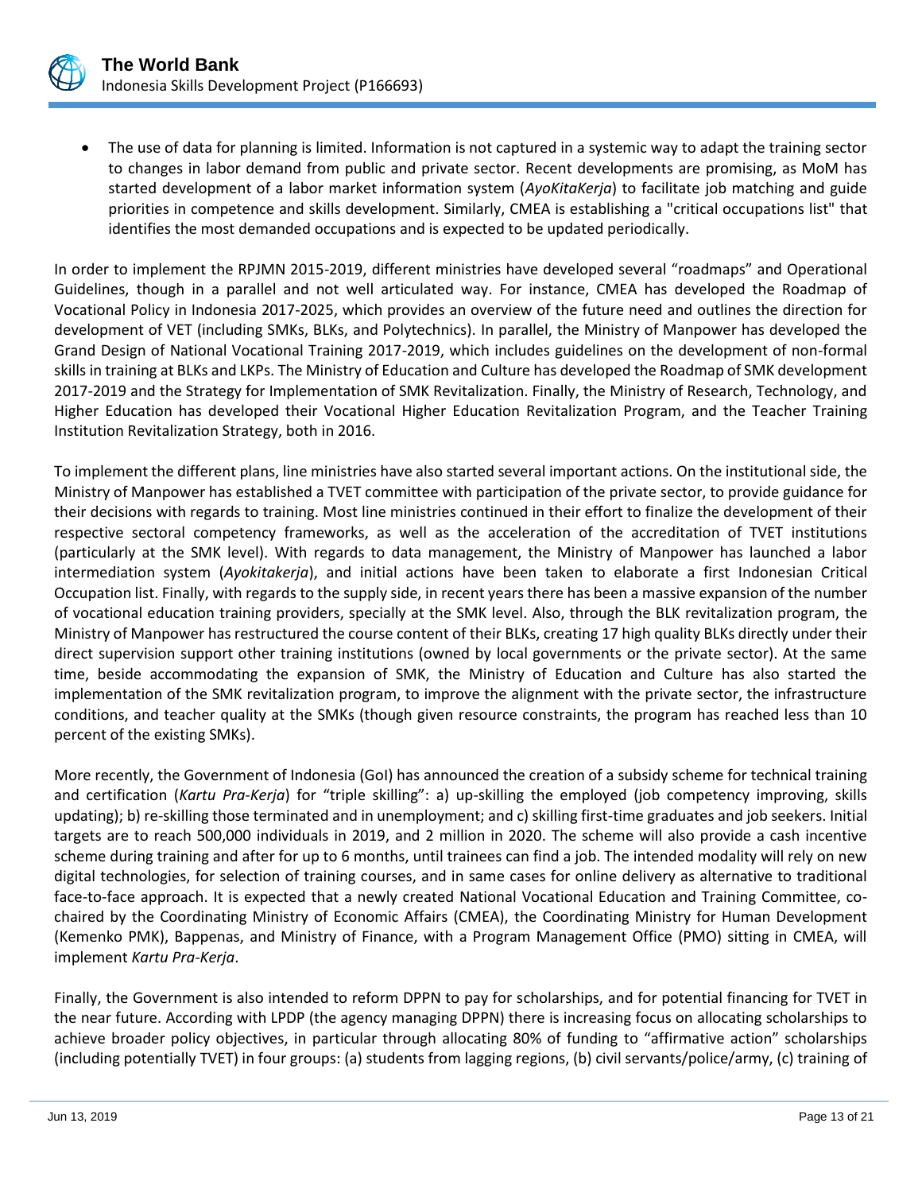- The use of data for planning is limited. Information is not captured in a systemic way to adapt the training sector to changes in labor demand from public and private sector. Recent developments are promising, as MoM has started development of a labor market information system (*AyoKitaKerja*) to facilitate job matching and guide priorities in competence and skills development. Similarly, CMEA is establishing a "critical occupations list" that identifies the most demanded occupations and is expected to be updated periodically.

In order to implement the RPJMN 2015-2019, different ministries have developed several "roadmaps" and Operational Guidelines, though in a parallel and not well articulated way. For instance, CMEA has developed the Roadmap of Vocational Policy in Indonesia 2017-2025, which provides an overview of the future need and outlines the direction for development of VET (including SMKs, BLKs, and Polytechnics). In parallel, the Ministry of Manpower has developed the Grand Design of National Vocational Training 2017-2019, which includes guidelines on the development of non-formal skills in training at BLKs and LKPs. The Ministry of Education and Culture has developed the Roadmap of SMK development 2017-2019 and the Strategy for Implementation of SMK Revitalization. Finally, the Ministry of Research, Technology, and Higher Education has developed their Vocational Higher Education Revitalization Program, and the Teacher Training Institution Revitalization Strategy, both in 2016.

To implement the different plans, line ministries have also started several important actions. On the institutional side, the Ministry of Manpower has established a TVET committee with participation of the private sector, to provide guidance for their decisions with regards to training. Most line ministries continued in their effort to finalize the development of their respective sectoral competency frameworks, as well as the acceleration of the accreditation of TVET institutions (particularly at the SMK level). With regards to data management, the Ministry of Manpower has launched a labor intermediation system (*Ayokitakerja*), and initial actions have been taken to elaborate a first Indonesian Critical Occupation list. Finally, with regards to the supply side, in recent years there has been a massive expansion of the number of vocational education training providers, specially at the SMK level. Also, through the BLK revitalization program, the Ministry of Manpower has restructured the course content of their BLKs, creating 17 high quality BLKs directly under their direct supervision support other training institutions (owned by local governments or the private sector). At the same time, beside accommodating the expansion of SMK, the Ministry of Education and Culture has also started the implementation of the SMK revitalization program, to improve the alignment with the private sector, the infrastructure conditions, and teacher quality at the SMKs (though given resource constraints, the program has reached less than 10 percent of the existing SMKs).

More recently, the Government of Indonesia (GoI) has announced the creation of a subsidy scheme for technical training and certification (*Kartu Pra-Kerja*) for "triple skilling": a) up-skilling the employed (job competency improving, skills updating); b) re-skilling those terminated and in unemployment; and c) skilling first-time graduates and job seekers. Initial targets are to reach 500,000 individuals in 2019, and 2 million in 2020. The scheme will also provide a cash incentive scheme during training and after for up to 6 months, until trainees can find a job. The intended modality will rely on new digital technologies, for selection of training courses, and in same cases for online delivery as alternative to traditional face-to-face approach. It is expected that a newly created National Vocational Education and Training Committee, co-chaired by the Coordinating Ministry of Economic Affairs (CMEA), the Coordinating Ministry for Human Development (Kemenko PMK), Bappenas, and Ministry of Finance, with a Program Management Office (PMO) sitting in CMEA, will implement *Kartu Pra-Kerja*.

Finally, the Government is also intended to reform DPPN to pay for scholarships, and for potential financing for TVET in the near future. According with LPDP (the agency managing DPPN) there is increasing focus on allocating scholarships to achieve broader policy objectives, in particular through allocating 80% of funding to "affirmative action" scholarships (including potentially TVET) in four groups: (a) students from lagging regions, (b) civil servants/police/army, (c) training of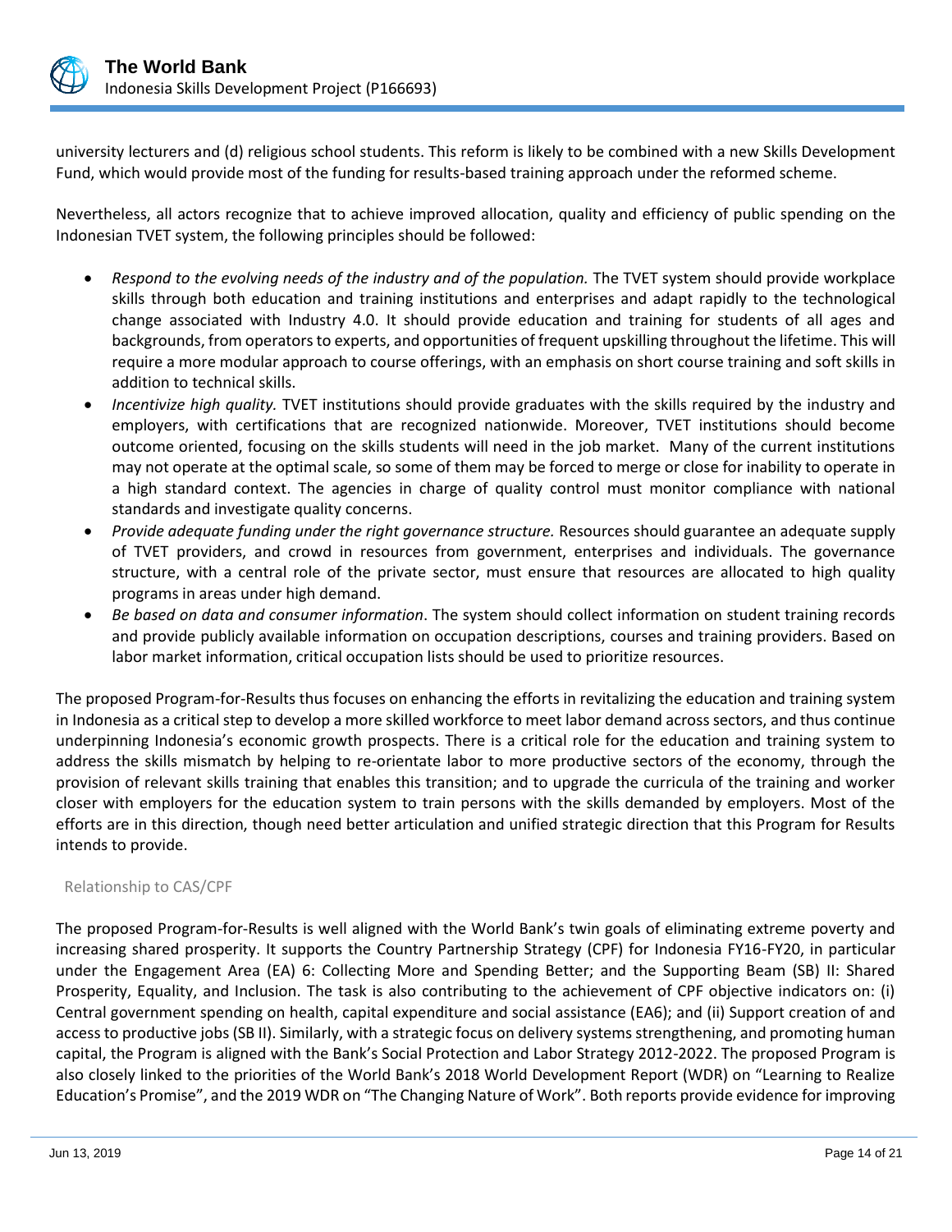university lecturers and (d) religious school students. This reform is likely to be combined with a new Skills Development Fund, which would provide most of the funding for results-based training approach under the reformed scheme.

Nevertheless, all actors recognize that to achieve improved allocation, quality and efficiency of public spending on the Indonesian TVET system, the following principles should be followed:

- *Respond to the evolving needs of the industry and of the population.* The TVET system should provide workplace skills through both education and training institutions and enterprises and adapt rapidly to the technological change associated with Industry 4.0. It should provide education and training for students of all ages and backgrounds, from operators to experts, and opportunities of frequent upskilling throughout the lifetime. This will require a more modular approach to course offerings, with an emphasis on short course training and soft skills in addition to technical skills.
- *Incentivize high quality.* TVET institutions should provide graduates with the skills required by the industry and employers, with certifications that are recognized nationwide. Moreover, TVET institutions should become outcome oriented, focusing on the skills students will need in the job market. Many of the current institutions may not operate at the optimal scale, so some of them may be forced to merge or close for inability to operate in a high standard context. The agencies in charge of quality control must monitor compliance with national standards and investigate quality concerns.
- *Provide adequate funding under the right governance structure.* Resources should guarantee an adequate supply of TVET providers, and crowd in resources from government, enterprises and individuals. The governance structure, with a central role of the private sector, must ensure that resources are allocated to high quality programs in areas under high demand.
- *Be based on data and consumer information*. The system should collect information on student training records and provide publicly available information on occupation descriptions, courses and training providers. Based on labor market information, critical occupation lists should be used to prioritize resources.

The proposed Program-for-Results thus focuses on enhancing the efforts in revitalizing the education and training system in Indonesia as a critical step to develop a more skilled workforce to meet labor demand across sectors, and thus continue underpinning Indonesia's economic growth prospects. There is a critical role for the education and training system to address the skills mismatch by helping to re-orientate labor to more productive sectors of the economy, through the provision of relevant skills training that enables this transition; and to upgrade the curricula of the training and worker closer with employers for the education system to train persons with the skills demanded by employers. Most of the efforts are in this direction, though need better articulation and unified strategic direction that this Program for Results intends to provide.

### Relationship to CAS/CPF

The proposed Program-for-Results is well aligned with the World Bank's twin goals of eliminating extreme poverty and increasing shared prosperity. It supports the Country Partnership Strategy (CPF) for Indonesia FY16-FY20, in particular under the Engagement Area (EA) 6: Collecting More and Spending Better; and the Supporting Beam (SB) II: Shared Prosperity, Equality, and Inclusion. The task is also contributing to the achievement of CPF objective indicators on: (i) Central government spending on health, capital expenditure and social assistance (EA6); and (ii) Support creation of and access to productive jobs (SB II). Similarly, with a strategic focus on delivery systems strengthening, and promoting human capital, the Program is aligned with the Bank's Social Protection and Labor Strategy 2012-2022. The proposed Program is also closely linked to the priorities of the World Bank's 2018 World Development Report (WDR) on "Learning to Realize Education's Promise", and the 2019 WDR on "The Changing Nature of Work". Both reports provide evidence for improving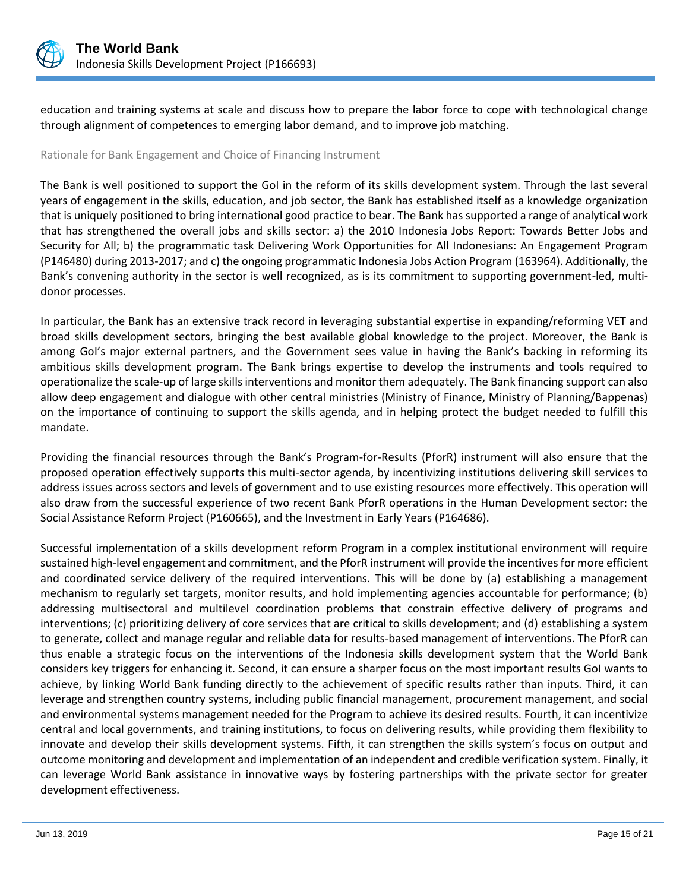education and training systems at scale and discuss how to prepare the labor force to cope with technological change through alignment of competences to emerging labor demand, and to improve job matching.

### Rationale for Bank Engagement and Choice of Financing Instrument

The Bank is well positioned to support the GoI in the reform of its skills development system. Through the last several years of engagement in the skills, education, and job sector, the Bank has established itself as a knowledge organization that is uniquely positioned to bring international good practice to bear. The Bank has supported a range of analytical work that has strengthened the overall jobs and skills sector: a) the 2010 Indonesia Jobs Report: Towards Better Jobs and Security for All; b) the programmatic task Delivering Work Opportunities for All Indonesians: An Engagement Program (P146480) during 2013-2017; and c) the ongoing programmatic Indonesia Jobs Action Program (163964). Additionally, the Bank's convening authority in the sector is well recognized, as is its commitment to supporting government-led, multi-donor processes.

In particular, the Bank has an extensive track record in leveraging substantial expertise in expanding/reforming VET and broad skills development sectors, bringing the best available global knowledge to the project. Moreover, the Bank is among GoI's major external partners, and the Government sees value in having the Bank's backing in reforming its ambitious skills development program. The Bank brings expertise to develop the instruments and tools required to operationalize the scale-up of large skills interventions and monitor them adequately. The Bank financing support can also allow deep engagement and dialogue with other central ministries (Ministry of Finance, Ministry of Planning/Bappenas) on the importance of continuing to support the skills agenda, and in helping protect the budget needed to fulfill this mandate.

Providing the financial resources through the Bank's Program-for-Results (PforR) instrument will also ensure that the proposed operation effectively supports this multi-sector agenda, by incentivizing institutions delivering skill services to address issues across sectors and levels of government and to use existing resources more effectively. This operation will also draw from the successful experience of two recent Bank PforR operations in the Human Development sector: the Social Assistance Reform Project (P160665), and the Investment in Early Years (P164686).

Successful implementation of a skills development reform Program in a complex institutional environment will require sustained high-level engagement and commitment, and the PforR instrument will provide the incentives for more efficient and coordinated service delivery of the required interventions. This will be done by (a) establishing a management mechanism to regularly set targets, monitor results, and hold implementing agencies accountable for performance; (b) addressing multisectoral and multilevel coordination problems that constrain effective delivery of programs and interventions; (c) prioritizing delivery of core services that are critical to skills development; and (d) establishing a system to generate, collect and manage regular and reliable data for results-based management of interventions. The PforR can thus enable a strategic focus on the interventions of the Indonesia skills development system that the World Bank considers key triggers for enhancing it. Second, it can ensure a sharper focus on the most important results GoI wants to achieve, by linking World Bank funding directly to the achievement of specific results rather than inputs. Third, it can leverage and strengthen country systems, including public financial management, procurement management, and social and environmental systems management needed for the Program to achieve its desired results. Fourth, it can incentivize central and local governments, and training institutions, to focus on delivering results, while providing them flexibility to innovate and develop their skills development systems. Fifth, it can strengthen the skills system's focus on output and outcome monitoring and development and implementation of an independent and credible verification system. Finally, it can leverage World Bank assistance in innovative ways by fostering partnerships with the private sector for greater development effectiveness.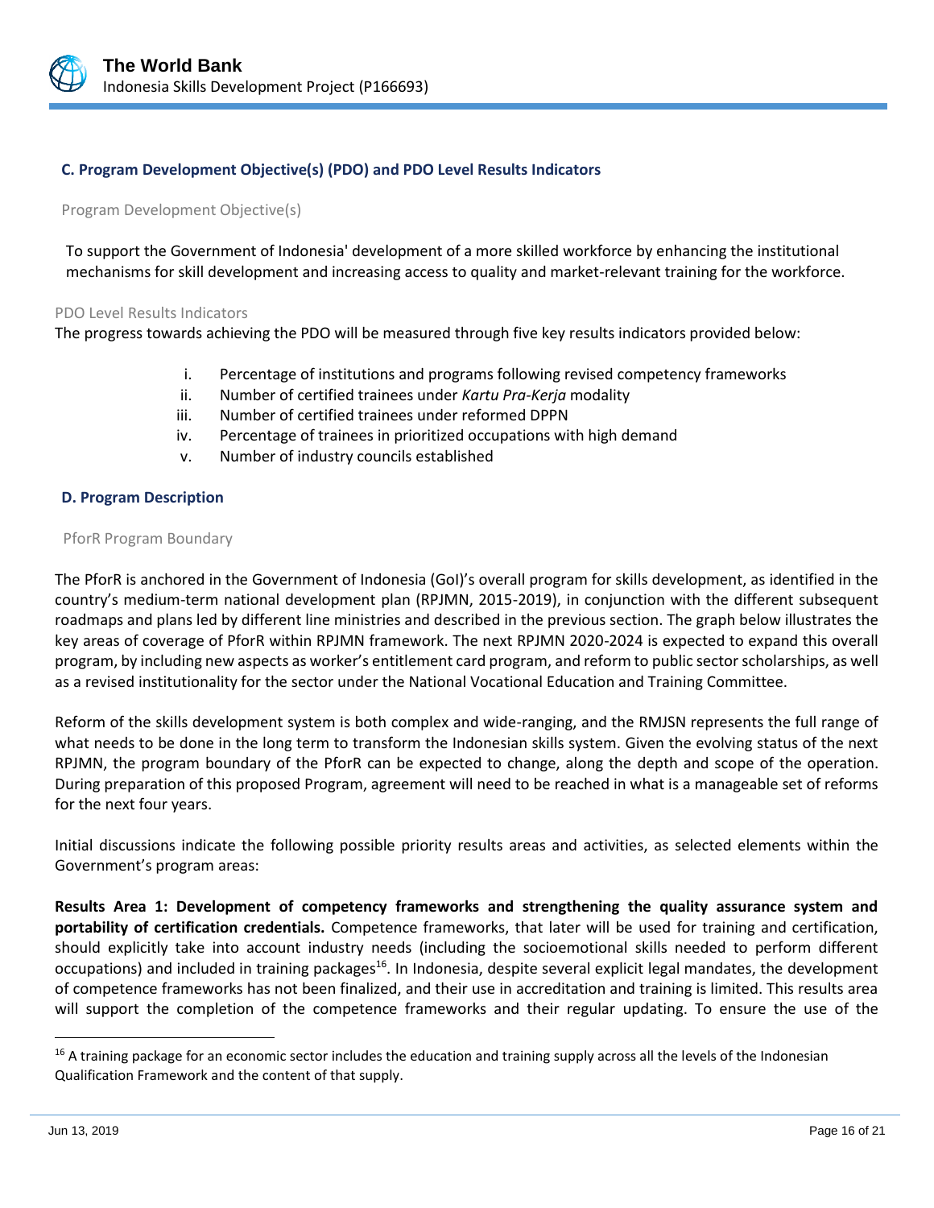### C. Program Development Objective(s) (PDO) and PDO Level Results Indicators

Program Development Objective(s)

To support the Government of Indonesia' development of a more skilled workforce by enhancing the institutional mechanisms for skill development and increasing access to quality and market-relevant training for the workforce.

PDO Level Results Indicators

The progress towards achieving the PDO will be measured through five key results indicators provided below:

i. Percentage of institutions and programs following revised competency frameworks
ii. Number of certified trainees under *Kartu Pra-Kerja* modality
iii. Number of certified trainees under reformed DPPN
iv. Percentage of trainees in prioritized occupations with high demand
v. Number of industry councils established

### D. Program Description

PforR Program Boundary

The PforR is anchored in the Government of Indonesia (GoI)'s overall program for skills development, as identified in the country's medium-term national development plan (RPJMN, 2015-2019), in conjunction with the different subsequent roadmaps and plans led by different line ministries and described in the previous section. The graph below illustrates the key areas of coverage of PforR within RPJMN framework. The next RPJMN 2020-2024 is expected to expand this overall program, by including new aspects as worker's entitlement card program, and reform to public sector scholarships, as well as a revised institutionality for the sector under the National Vocational Education and Training Committee.

Reform of the skills development system is both complex and wide-ranging, and the RMJSN represents the full range of what needs to be done in the long term to transform the Indonesian skills system. Given the evolving status of the next RPJMN, the program boundary of the PforR can be expected to change, along the depth and scope of the operation. During preparation of this proposed Program, agreement will need to be reached in what is a manageable set of reforms for the next four years.

Initial discussions indicate the following possible priority results areas and activities, as selected elements within the Government's program areas:

**Results Area 1: Development of competency frameworks and strengthening the quality assurance system and portability of certification credentials.** Competence frameworks, that later will be used for training and certification, should explicitly take into account industry needs (including the socioemotional skills needed to perform different occupations) and included in training packages[16]. In Indonesia, despite several explicit legal mandates, the development of competence frameworks has not been finalized, and their use in accreditation and training is limited. This results area will support the completion of the competence frameworks and their regular updating. To ensure the use of the

[16] A training package for an economic sector includes the education and training supply across all the levels of the Indonesian Qualification Framework and the content of that supply.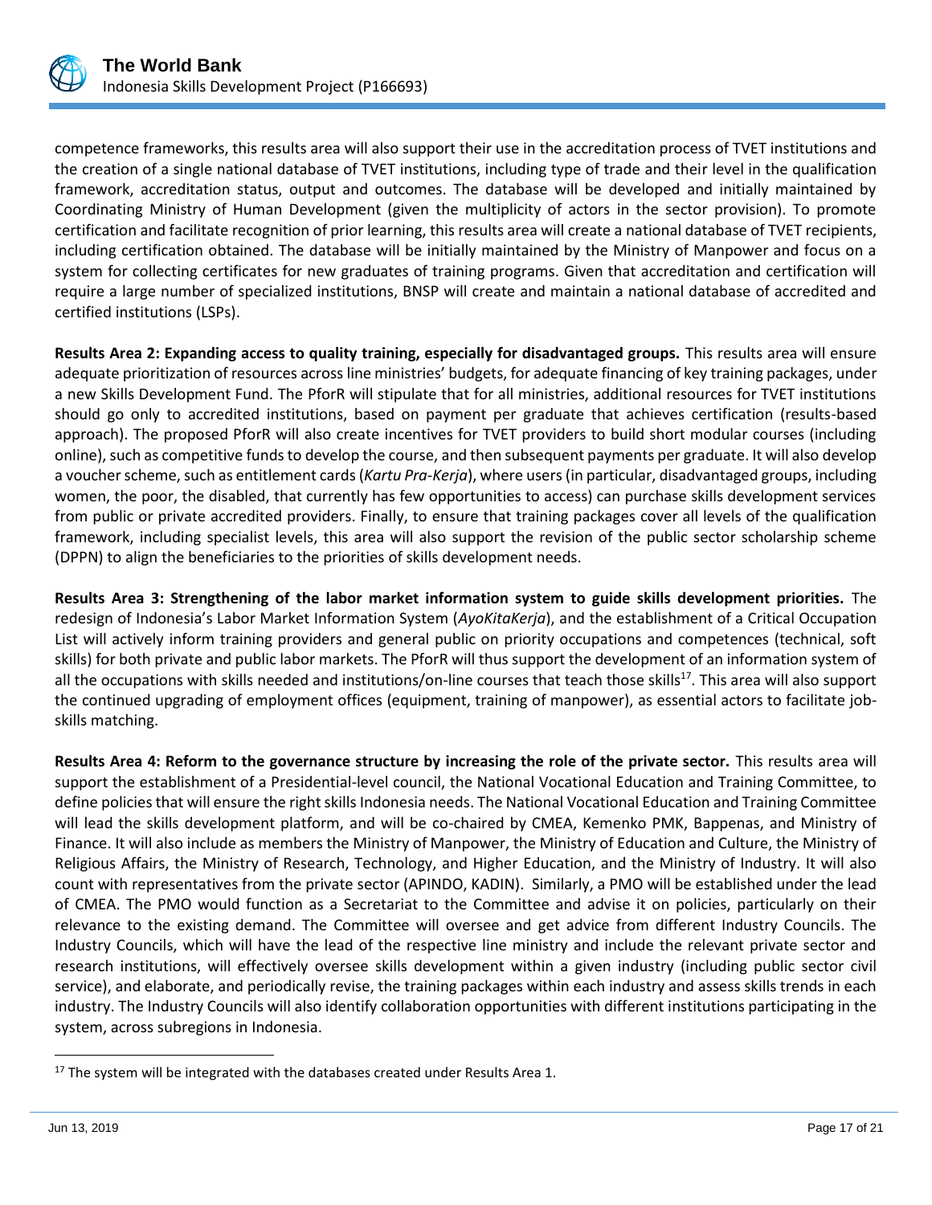competence frameworks, this results area will also support their use in the accreditation process of TVET institutions and the creation of a single national database of TVET institutions, including type of trade and their level in the qualification framework, accreditation status, output and outcomes. The database will be developed and initially maintained by Coordinating Ministry of Human Development (given the multiplicity of actors in the sector provision). To promote certification and facilitate recognition of prior learning, this results area will create a national database of TVET recipients, including certification obtained. The database will be initially maintained by the Ministry of Manpower and focus on a system for collecting certificates for new graduates of training programs. Given that accreditation and certification will require a large number of specialized institutions, BNSP will create and maintain a national database of accredited and certified institutions (LSPs).

**Results Area 2: Expanding access to quality training, especially for disadvantaged groups.** This results area will ensure adequate prioritization of resources across line ministries' budgets, for adequate financing of key training packages, under a new Skills Development Fund. The PforR will stipulate that for all ministries, additional resources for TVET institutions should go only to accredited institutions, based on payment per graduate that achieves certification (results-based approach). The proposed PforR will also create incentives for TVET providers to build short modular courses (including online), such as competitive funds to develop the course, and then subsequent payments per graduate. It will also develop a voucher scheme, such as entitlement cards (*Kartu Pra-Kerja*), where users (in particular, disadvantaged groups, including women, the poor, the disabled, that currently has few opportunities to access) can purchase skills development services from public or private accredited providers. Finally, to ensure that training packages cover all levels of the qualification framework, including specialist levels, this area will also support the revision of the public sector scholarship scheme (DPPN) to align the beneficiaries to the priorities of skills development needs.

**Results Area 3: Strengthening of the labor market information system to guide skills development priorities.** The redesign of Indonesia's Labor Market Information System (*AyoKitaKerja*), and the establishment of a Critical Occupation List will actively inform training providers and general public on priority occupations and competences (technical, soft skills) for both private and public labor markets. The PforR will thus support the development of an information system of all the occupations with skills needed and institutions/on-line courses that teach those skills[17]. This area will also support the continued upgrading of employment offices (equipment, training of manpower), as essential actors to facilitate job-skills matching.

**Results Area 4: Reform to the governance structure by increasing the role of the private sector.** This results area will support the establishment of a Presidential-level council, the National Vocational Education and Training Committee, to define policies that will ensure the right skills Indonesia needs. The National Vocational Education and Training Committee will lead the skills development platform, and will be co-chaired by CMEA, Kemenko PMK, Bappenas, and Ministry of Finance. It will also include as members the Ministry of Manpower, the Ministry of Education and Culture, the Ministry of Religious Affairs, the Ministry of Research, Technology, and Higher Education, and the Ministry of Industry. It will also count with representatives from the private sector (APINDO, KADIN). Similarly, a PMO will be established under the lead of CMEA. The PMO would function as a Secretariat to the Committee and advise it on policies, particularly on their relevance to the existing demand. The Committee will oversee and get advice from different Industry Councils. The Industry Councils, which will have the lead of the respective line ministry and include the relevant private sector and research institutions, will effectively oversee skills development within a given industry (including public sector civil service), and elaborate, and periodically revise, the training packages within each industry and assess skills trends in each industry. The Industry Councils will also identify collaboration opportunities with different institutions participating in the system, across subregions in Indonesia.

---

[17] The system will be integrated with the databases created under Results Area 1.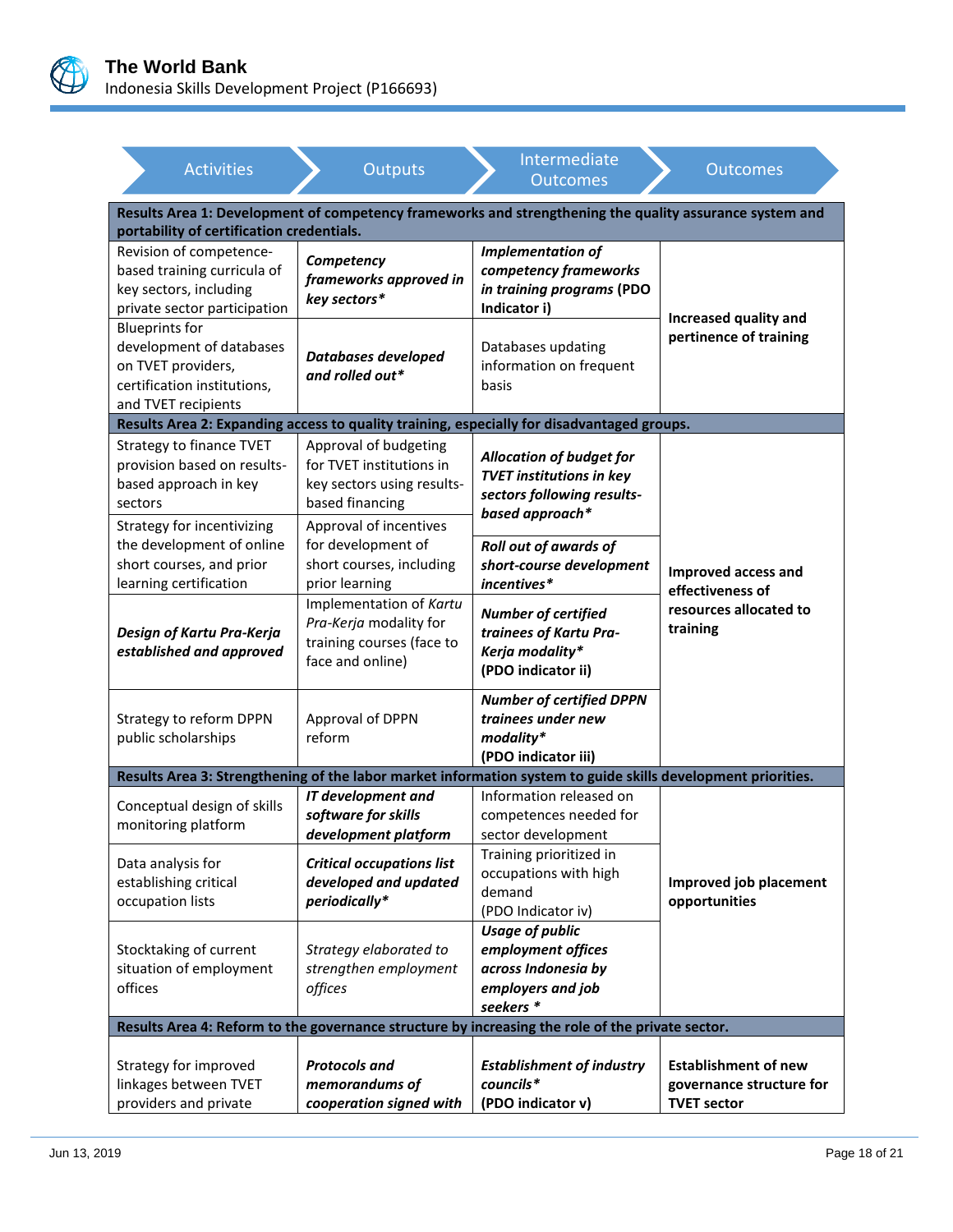| Activities | Outputs | Intermediate Outcomes | Outcomes |
|---|---|---|---|
| **Results Area 1: Development of competency frameworks and strengthening the quality assurance system and portability of certification credentials.** | | | |
| Revision of competence-based training curricula of key sectors, including private sector participation | ***Competency frameworks approved in key sectors**** | ***Implementation of competency frameworks in training programs* (PDO Indicator i)** | **Increased quality and pertinence of training** |
| Blueprints for development of databases on TVET providers, certification institutions, and TVET recipients | ***Databases developed and rolled out**** | Databases updating information on frequent basis | |
| **Results Area 2: Expanding access to quality training, especially for disadvantaged groups.** | | | |
| Strategy to finance TVET provision based on results-based approach in key sectors | Approval of budgeting for TVET institutions in key sectors using results-based financing | ***Allocation of budget for TVET institutions in key sectors following results-based approach**** | **Improved access and effectiveness of resources allocated to training** |
| Strategy for incentivizing the development of online short courses, and prior learning certification | Approval of incentives for development of short courses, including prior learning | ***Roll out of awards of short-course development incentives**** | |
| ***Design of Kartu Pra-Kerja established and approved*** | Implementation of *Kartu Pra-Kerja* modality for training courses (face to face and online) | ***Number of certified trainees of Kartu Pra-Kerja modality**** **(PDO indicator ii)** | |
| Strategy to reform DPPN public scholarships | Approval of DPPN reform | ***Number of certified DPPN trainees under new modality**** **(PDO indicator iii)** | |
| **Results Area 3: Strengthening of the labor market information system to guide skills development priorities.** | | | |
| Conceptual design of skills monitoring platform | ***IT development and software for skills development platform*** | Information released on competences needed for sector development | **Improved job placement opportunities** |
| Data analysis for establishing critical occupation lists | ***Critical occupations list developed and updated periodically**** | Training prioritized in occupations with high demand (PDO Indicator iv) | |
| Stocktaking of current situation of employment offices | *Strategy elaborated to strengthen employment offices* | ***Usage of public employment offices across Indonesia by employers and job seekers **** | |
| **Results Area 4: Reform to the governance structure by increasing the role of the private sector.** | | | |
| Strategy for improved linkages between TVET providers and private | ***Protocols and memorandums of cooperation signed with*** | ***Establishment of industry councils**** **(PDO indicator v)** | **Establishment of new governance structure for TVET sector** |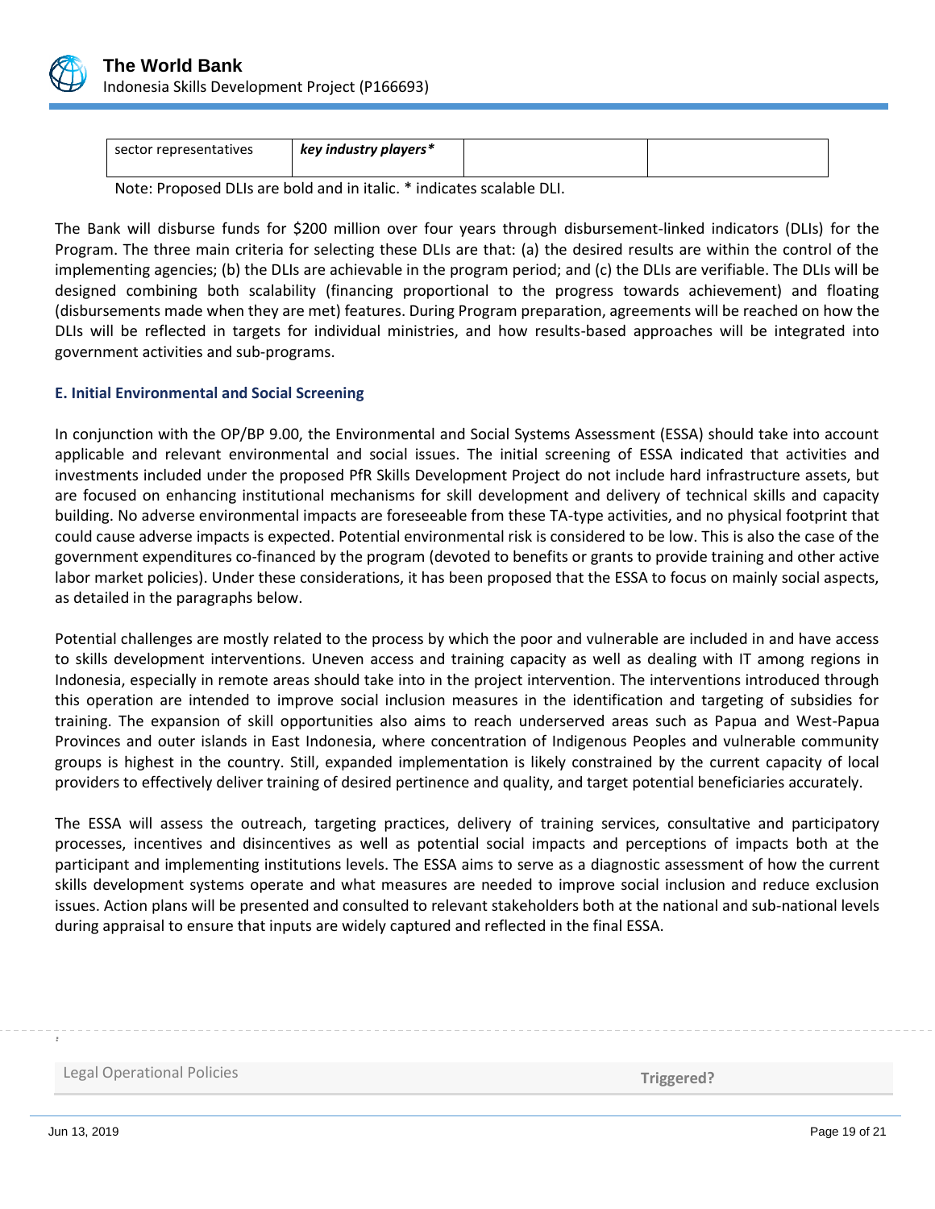| | | | |
|---|---|---|---|
| sector representatives | ***key industry players**** | | |

Note: Proposed DLIs are bold and in italic. * indicates scalable DLI.

The Bank will disburse funds for $200 million over four years through disbursement-linked indicators (DLIs) for the Program. The three main criteria for selecting these DLIs are that: (a) the desired results are within the control of the implementing agencies; (b) the DLIs are achievable in the program period; and (c) the DLIs are verifiable. The DLIs will be designed combining both scalability (financing proportional to the progress towards achievement) and floating (disbursements made when they are met) features. During Program preparation, agreements will be reached on how the DLIs will be reflected in targets for individual ministries, and how results-based approaches will be integrated into government activities and sub-programs.

### E. Initial Environmental and Social Screening

In conjunction with the OP/BP 9.00, the Environmental and Social Systems Assessment (ESSA) should take into account applicable and relevant environmental and social issues. The initial screening of ESSA indicated that activities and investments included under the proposed PfR Skills Development Project do not include hard infrastructure assets, but are focused on enhancing institutional mechanisms for skill development and delivery of technical skills and capacity building. No adverse environmental impacts are foreseeable from these TA-type activities, and no physical footprint that could cause adverse impacts is expected. Potential environmental risk is considered to be low. This is also the case of the government expenditures co-financed by the program (devoted to benefits or grants to provide training and other active labor market policies). Under these considerations, it has been proposed that the ESSA to focus on mainly social aspects, as detailed in the paragraphs below.

Potential challenges are mostly related to the process by which the poor and vulnerable are included in and have access to skills development interventions. Uneven access and training capacity as well as dealing with IT among regions in Indonesia, especially in remote areas should take into in the project intervention. The interventions introduced through this operation are intended to improve social inclusion measures in the identification and targeting of subsidies for training. The expansion of skill opportunities also aims to reach underserved areas such as Papua and West-Papua Provinces and outer islands in East Indonesia, where concentration of Indigenous Peoples and vulnerable community groups is highest in the country. Still, expanded implementation is likely constrained by the current capacity of local providers to effectively deliver training of desired pertinence and quality, and target potential beneficiaries accurately.

The ESSA will assess the outreach, targeting practices, delivery of training services, consultative and participatory processes, incentives and disincentives as well as potential social impacts and perceptions of impacts both at the participant and implementing institutions levels. The ESSA aims to serve as a diagnostic assessment of how the current skills development systems operate and what measures are needed to improve social inclusion and reduce exclusion issues. Action plans will be presented and consulted to relevant stakeholders both at the national and sub-national levels during appraisal to ensure that inputs are widely captured and reflected in the final ESSA.

| Legal Operational Policies | Triggered? |
|---|---|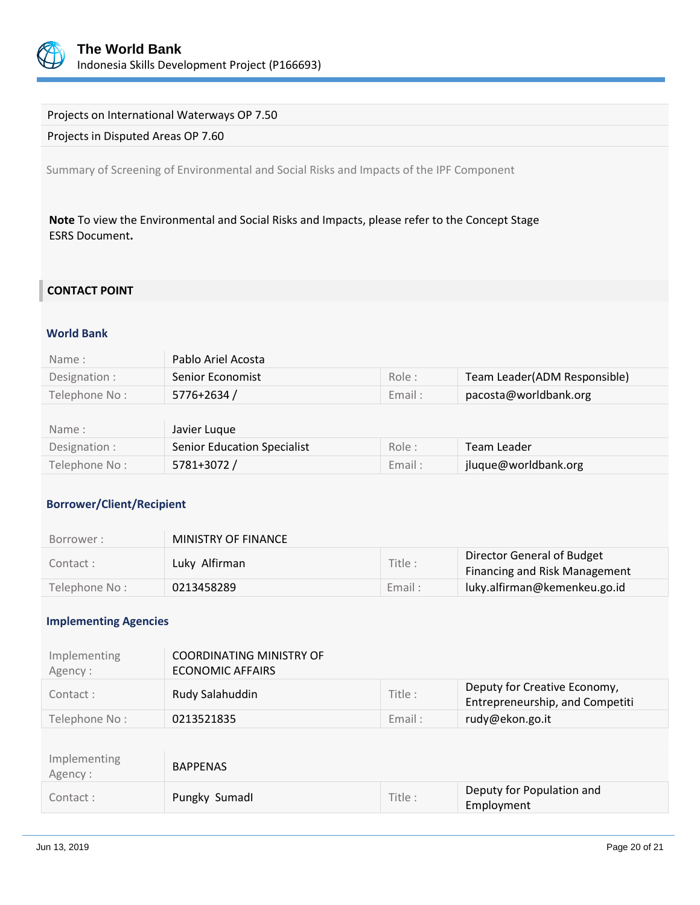| |
|---|
| Projects on International Waterways OP 7.50 |
| Projects in Disputed Areas OP 7.60 |

Summary of Screening of Environmental and Social Risks and Impacts of the IPF Component

**Note** To view the Environmental and Social Risks and Impacts, please refer to the Concept Stage ESRS Document**.**

## CONTACT POINT

### World Bank

| | | | |
|---|---|---|---|
| Name : | Pablo Ariel Acosta | | |
| Designation : | Senior Economist | Role : | Team Leader(ADM Responsible) |
| Telephone No : | 5776+2634 / | Email : | pacosta@worldbank.org |

| | | | |
|---|---|---|---|
| Name : | Javier Luque | | |
| Designation : | Senior Education Specialist | Role : | Team Leader |
| Telephone No : | 5781+3072 / | Email : | jluque@worldbank.org |

### Borrower/Client/Recipient

| | | | |
|---|---|---|---|
| Borrower : | MINISTRY OF FINANCE | | |
| Contact : | Luky Alfirman | Title : | Director General of Budget Financing and Risk Management |
| Telephone No : | 0213458289 | Email : | luky.alfirman@kemenkeu.go.id |

### Implementing Agencies

| | | | |
|---|---|---|---|
| Implementing Agency : | COORDINATING MINISTRY OF ECONOMIC AFFAIRS | | |
| Contact : | Rudy Salahuddin | Title : | Deputy for Creative Economy, Entrepreneurship, and Competiti |
| Telephone No : | 0213521835 | Email : | rudy@ekon.go.it |

| | | | |
|---|---|---|---|
| Implementing Agency : | BAPPENAS | | |
| Contact : | Pungky SumadI | Title : | Deputy for Population and Employment |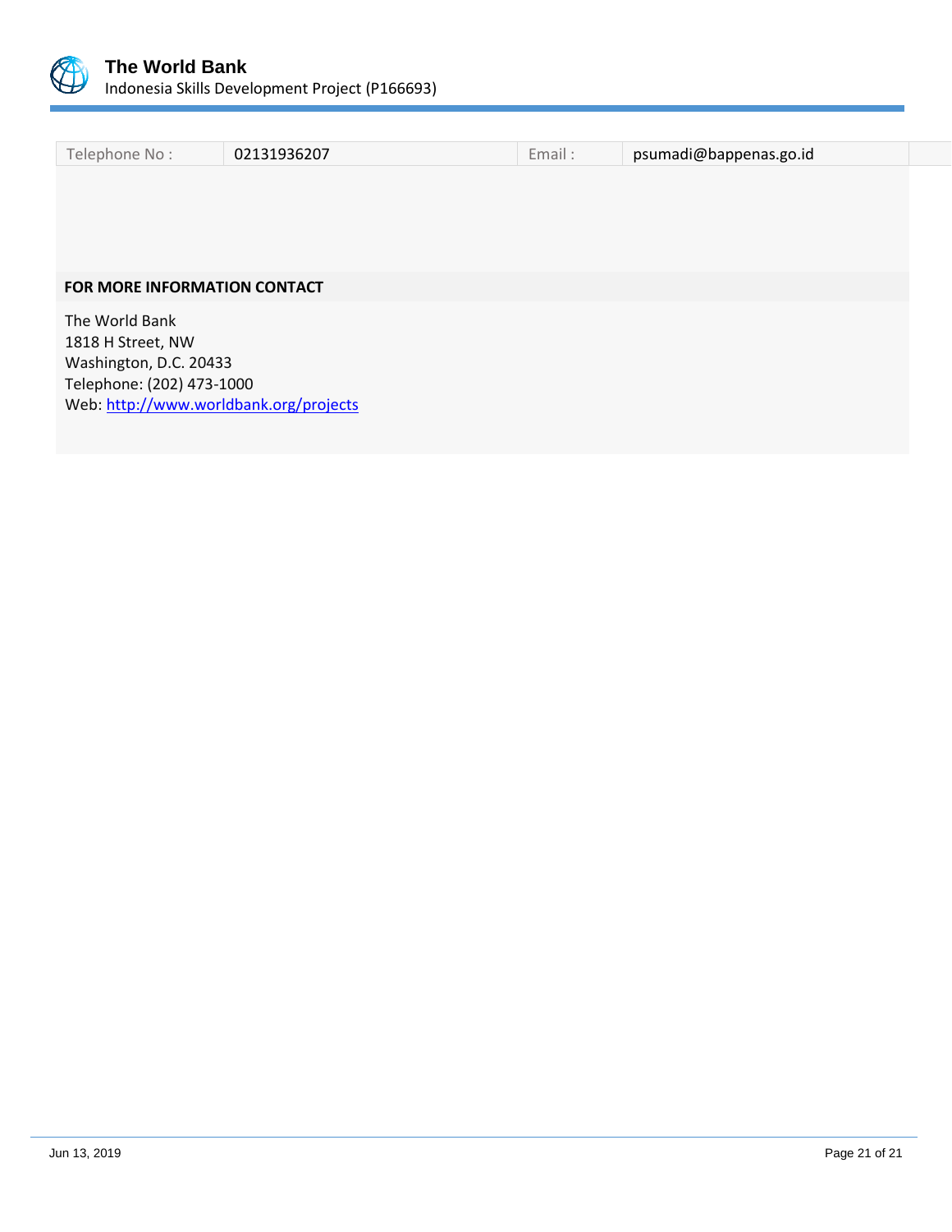| | | | |
|---|---|---|---|
| Telephone No : | 02131936207 | Email : | psumadi@bappenas.go.id |

**FOR MORE INFORMATION CONTACT**

The World Bank
1818 H Street, NW
Washington, D.C. 20433
Telephone: (202) 473-1000
Web: http://www.worldbank.org/projects